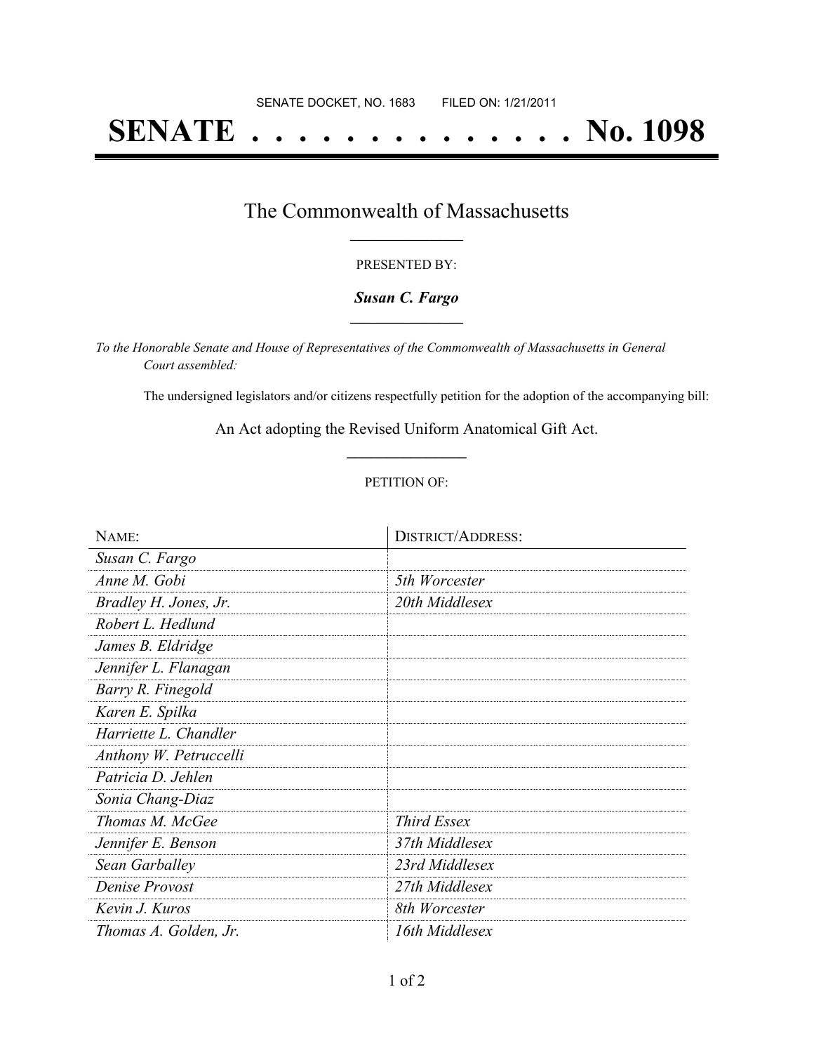SENATE DOCKET, NO. 1683        FILED ON: 1/21/2011

# SENATE . . . . . . . . . . . . . . . No. 1098

## The Commonwealth of Massachusetts

PRESENTED BY:

***Susan C. Fargo***

*To the Honorable Senate and House of Representatives of the Commonwealth of Massachusetts in General Court assembled:*

The undersigned legislators and/or citizens respectfully petition for the adoption of the accompanying bill:

An Act adopting the Revised Uniform Anatomical Gift Act.

PETITION OF:

| NAME: | DISTRICT/ADDRESS: |
| --- | --- |
| *Susan C. Fargo* | |
| *Anne M. Gobi* | *5th Worcester* |
| *Bradley H. Jones, Jr.* | *20th Middlesex* |
| *Robert L. Hedlund* | |
| *James B. Eldridge* | |
| *Jennifer L. Flanagan* | |
| *Barry R. Finegold* | |
| *Karen E. Spilka* | |
| *Harriette L. Chandler* | |
| *Anthony W. Petruccelli* | |
| *Patricia D. Jehlen* | |
| *Sonia Chang-Diaz* | |
| *Thomas M. McGee* | *Third Essex* |
| *Jennifer E. Benson* | *37th Middlesex* |
| *Sean Garballey* | *23rd Middlesex* |
| *Denise Provost* | *27th Middlesex* |
| *Kevin J. Kuros* | *8th Worcester* |
| *Thomas A. Golden, Jr.* | *16th Middlesex* |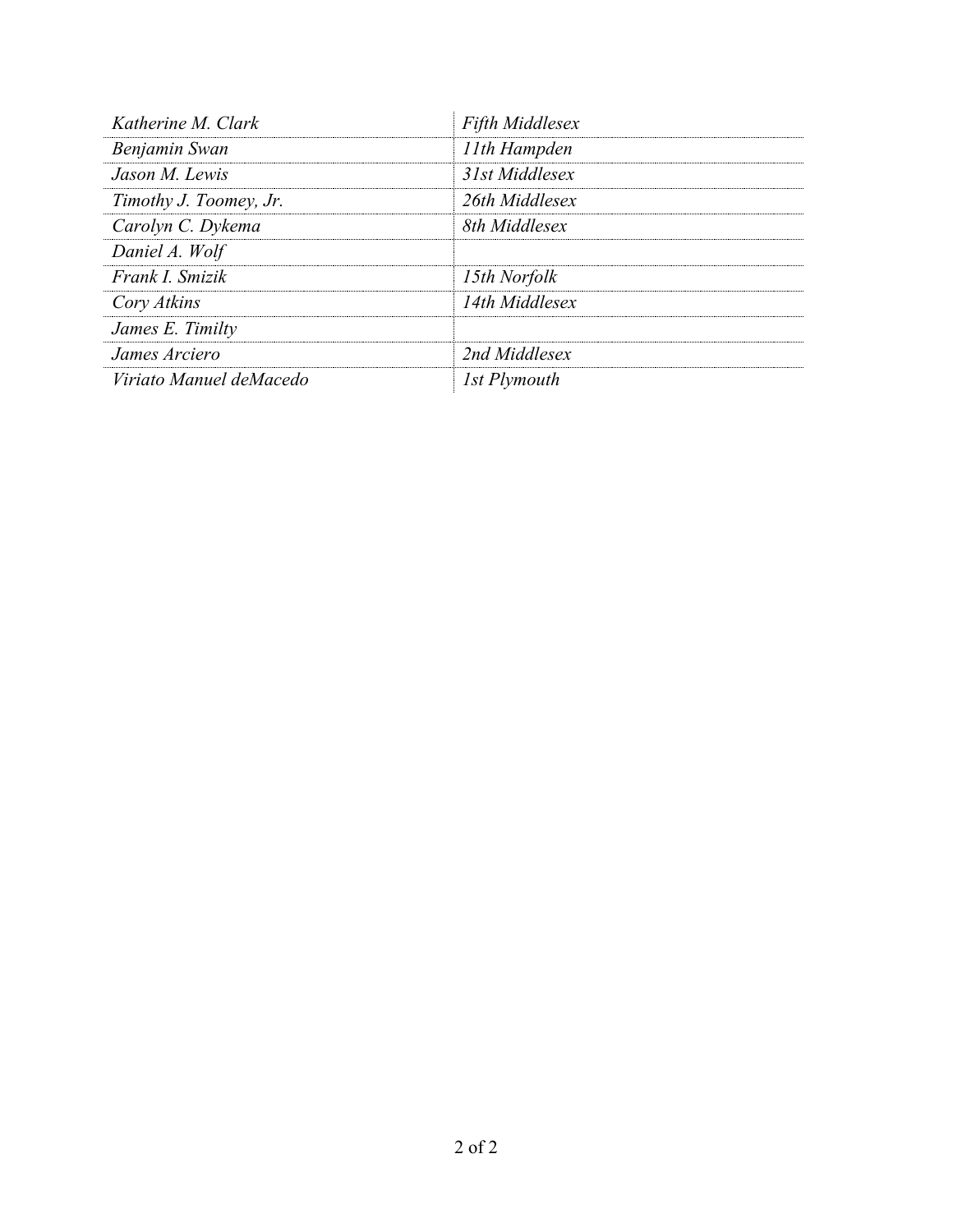| | |
|---|---|
| *Katherine M. Clark* | *Fifth Middlesex* |
| *Benjamin Swan* | *11th Hampden* |
| *Jason M. Lewis* | *31st Middlesex* |
| *Timothy J. Toomey, Jr.* | *26th Middlesex* |
| *Carolyn C. Dykema* | *8th Middlesex* |
| *Daniel A. Wolf* | |
| *Frank I. Smizik* | *15th Norfolk* |
| *Cory Atkins* | *14th Middlesex* |
| *James E. Timilty* | |
| *James Arciero* | *2nd Middlesex* |
| *Viriato Manuel deMacedo* | *1st Plymouth* |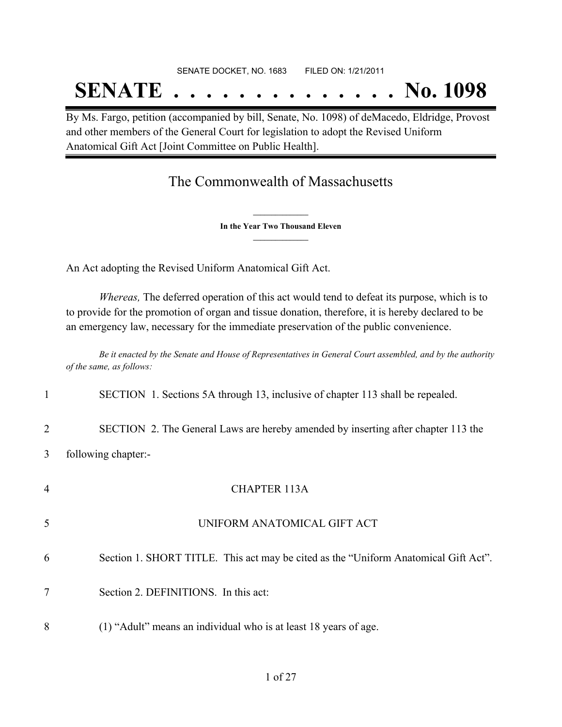SENATE DOCKET, NO. 1683        FILED ON: 1/21/2011

# SENATE . . . . . . . . . . . . . . No. 1098

By Ms. Fargo, petition (accompanied by bill, Senate, No. 1098) of deMacedo, Eldridge, Provost and other members of the General Court for legislation to adopt the Revised Uniform Anatomical Gift Act [Joint Committee on Public Health].

## The Commonwealth of Massachusetts

**In the Year Two Thousand Eleven**

An Act adopting the Revised Uniform Anatomical Gift Act.

*Whereas,* The deferred operation of this act would tend to defeat its purpose, which is to to provide for the promotion of organ and tissue donation, therefore, it is hereby declared to be an emergency law, necessary for the immediate preservation of the public convenience.

*Be it enacted by the Senate and House of Representatives in General Court assembled, and by the authority of the same, as follows:*

1 SECTION 1. Sections 5A through 13, inclusive of chapter 113 shall be repealed.

2 SECTION 2. The General Laws are hereby amended by inserting after chapter 113 the

3 following chapter:-

4 CHAPTER 113A

5 UNIFORM ANATOMICAL GIFT ACT

6 Section 1. SHORT TITLE. This act may be cited as the "Uniform Anatomical Gift Act".

7 Section 2. DEFINITIONS. In this act:

8 (1) "Adult" means an individual who is at least 18 years of age.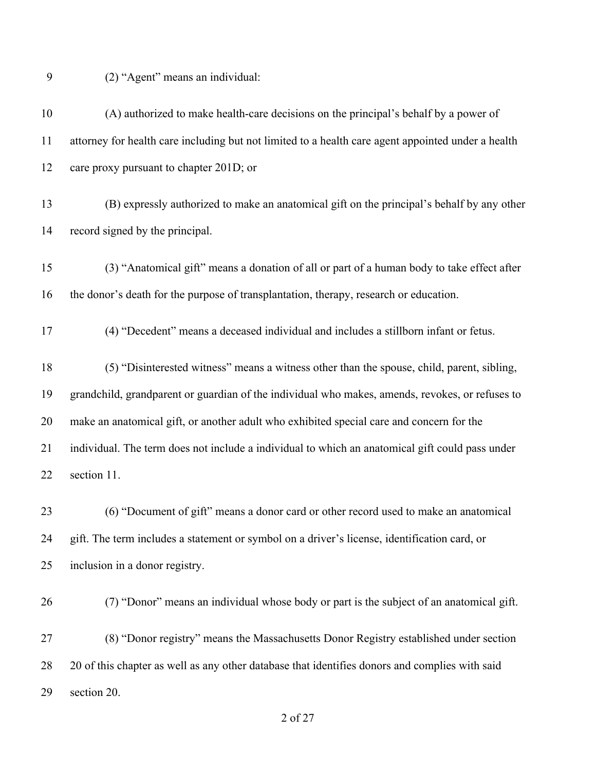(2) "Agent" means an individual:

(A) authorized to make health-care decisions on the principal's behalf by a power of attorney for health care including but not limited to a health care agent appointed under a health care proxy pursuant to chapter 201D; or

(B) expressly authorized to make an anatomical gift on the principal's behalf by any other record signed by the principal.

(3) "Anatomical gift" means a donation of all or part of a human body to take effect after the donor's death for the purpose of transplantation, therapy, research or education.

(4) "Decedent" means a deceased individual and includes a stillborn infant or fetus.

(5) "Disinterested witness" means a witness other than the spouse, child, parent, sibling, grandchild, grandparent or guardian of the individual who makes, amends, revokes, or refuses to make an anatomical gift, or another adult who exhibited special care and concern for the individual. The term does not include a individual to which an anatomical gift could pass under section 11.

(6) "Document of gift" means a donor card or other record used to make an anatomical gift. The term includes a statement or symbol on a driver's license, identification card, or inclusion in a donor registry.

(7) "Donor" means an individual whose body or part is the subject of an anatomical gift.

(8) "Donor registry" means the Massachusetts Donor Registry established under section 20 of this chapter as well as any other database that identifies donors and complies with said section 20.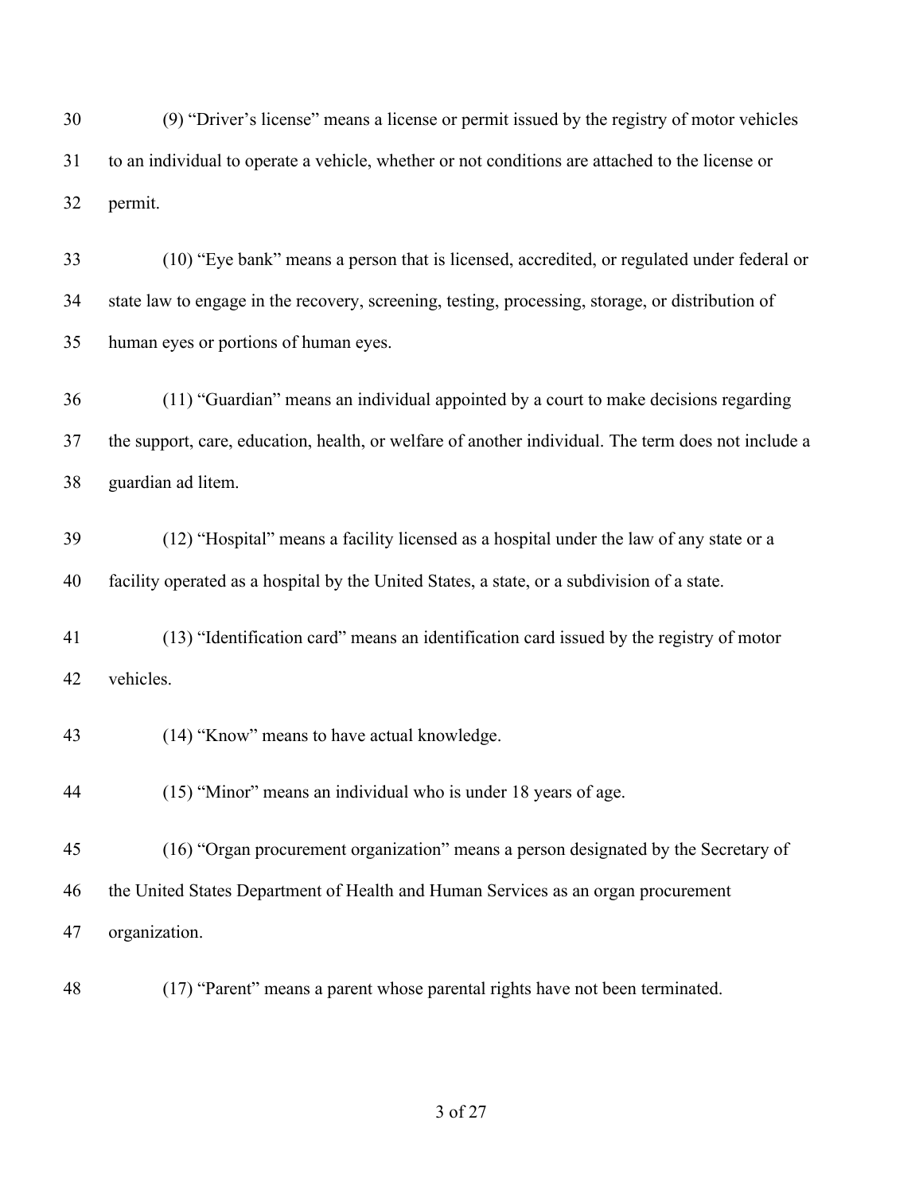(9) "Driver's license" means a license or permit issued by the registry of motor vehicles to an individual to operate a vehicle, whether or not conditions are attached to the license or permit.

(10) "Eye bank" means a person that is licensed, accredited, or regulated under federal or state law to engage in the recovery, screening, testing, processing, storage, or distribution of human eyes or portions of human eyes.

(11) "Guardian" means an individual appointed by a court to make decisions regarding the support, care, education, health, or welfare of another individual. The term does not include a guardian ad litem.

(12) "Hospital" means a facility licensed as a hospital under the law of any state or a facility operated as a hospital by the United States, a state, or a subdivision of a state.

(13) "Identification card" means an identification card issued by the registry of motor vehicles.

(14) "Know" means to have actual knowledge.

(15) "Minor" means an individual who is under 18 years of age.

(16) "Organ procurement organization" means a person designated by the Secretary of the United States Department of Health and Human Services as an organ procurement organization.

(17) "Parent" means a parent whose parental rights have not been terminated.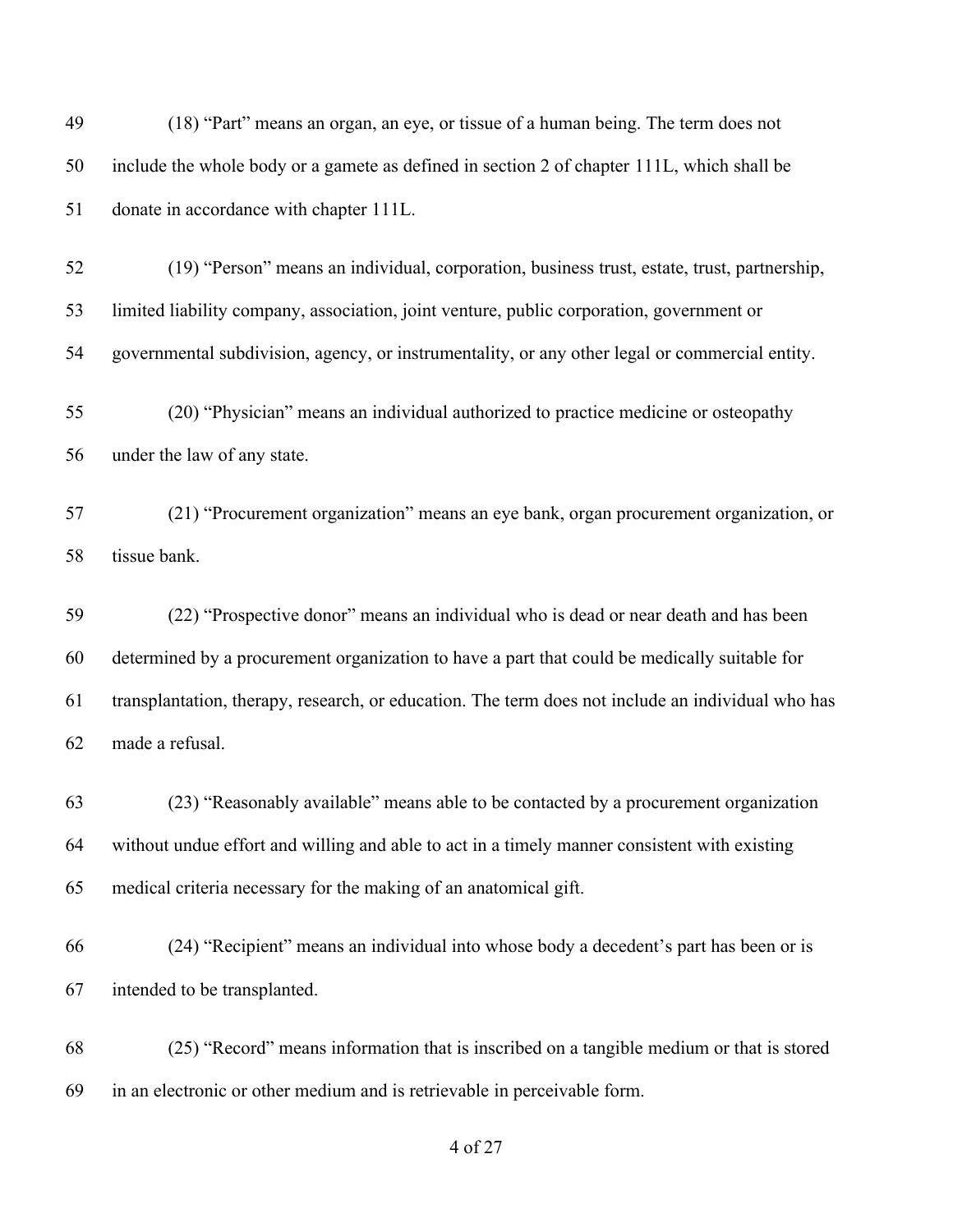(18) "Part" means an organ, an eye, or tissue of a human being. The term does not include the whole body or a gamete as defined in section 2 of chapter 111L, which shall be donate in accordance with chapter 111L.

(19) "Person" means an individual, corporation, business trust, estate, trust, partnership, limited liability company, association, joint venture, public corporation, government or governmental subdivision, agency, or instrumentality, or any other legal or commercial entity.

(20) "Physician" means an individual authorized to practice medicine or osteopathy under the law of any state.

(21) "Procurement organization" means an eye bank, organ procurement organization, or tissue bank.

(22) "Prospective donor" means an individual who is dead or near death and has been determined by a procurement organization to have a part that could be medically suitable for transplantation, therapy, research, or education. The term does not include an individual who has made a refusal.

(23) "Reasonably available" means able to be contacted by a procurement organization without undue effort and willing and able to act in a timely manner consistent with existing medical criteria necessary for the making of an anatomical gift.

(24) "Recipient" means an individual into whose body a decedent's part has been or is intended to be transplanted.

(25) "Record" means information that is inscribed on a tangible medium or that is stored in an electronic or other medium and is retrievable in perceivable form.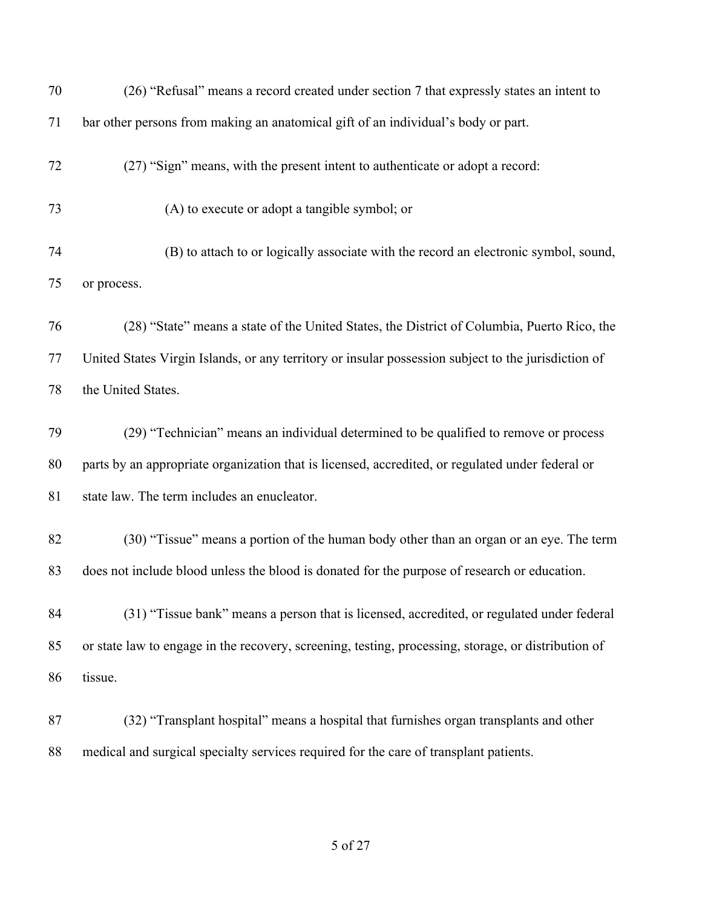(26) “Refusal” means a record created under section 7 that expressly states an intent to bar other persons from making an anatomical gift of an individual’s body or part.

(27) “Sign” means, with the present intent to authenticate or adopt a record:

(A) to execute or adopt a tangible symbol; or

(B) to attach to or logically associate with the record an electronic symbol, sound, or process.

(28) “State” means a state of the United States, the District of Columbia, Puerto Rico, the United States Virgin Islands, or any territory or insular possession subject to the jurisdiction of the United States.

(29) “Technician” means an individual determined to be qualified to remove or process parts by an appropriate organization that is licensed, accredited, or regulated under federal or state law. The term includes an enucleator.

(30) “Tissue” means a portion of the human body other than an organ or an eye. The term does not include blood unless the blood is donated for the purpose of research or education.

(31) “Tissue bank” means a person that is licensed, accredited, or regulated under federal or state law to engage in the recovery, screening, testing, processing, storage, or distribution of tissue.

(32) “Transplant hospital” means a hospital that furnishes organ transplants and other medical and surgical specialty services required for the care of transplant patients.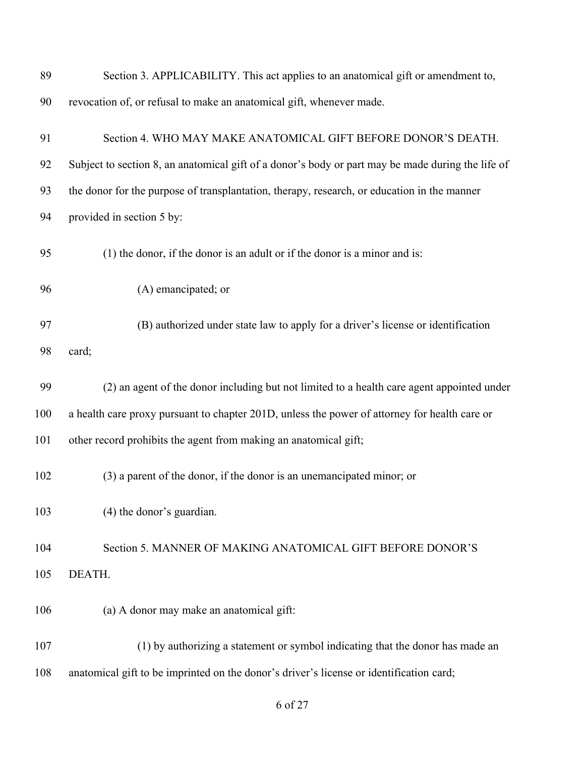Section 3. APPLICABILITY. This act applies to an anatomical gift or amendment to, revocation of, or refusal to make an anatomical gift, whenever made.

Section 4. WHO MAY MAKE ANATOMICAL GIFT BEFORE DONOR'S DEATH. Subject to section 8, an anatomical gift of a donor's body or part may be made during the life of the donor for the purpose of transplantation, therapy, research, or education in the manner provided in section 5 by:

(1) the donor, if the donor is an adult or if the donor is a minor and is:

(A) emancipated; or

(B) authorized under state law to apply for a driver's license or identification card;

(2) an agent of the donor including but not limited to a health care agent appointed under a health care proxy pursuant to chapter 201D, unless the power of attorney for health care or other record prohibits the agent from making an anatomical gift;

(3) a parent of the donor, if the donor is an unemancipated minor; or

(4) the donor's guardian.

Section 5. MANNER OF MAKING ANATOMICAL GIFT BEFORE DONOR'S DEATH.

(a) A donor may make an anatomical gift:

(1) by authorizing a statement or symbol indicating that the donor has made an anatomical gift to be imprinted on the donor's driver's license or identification card;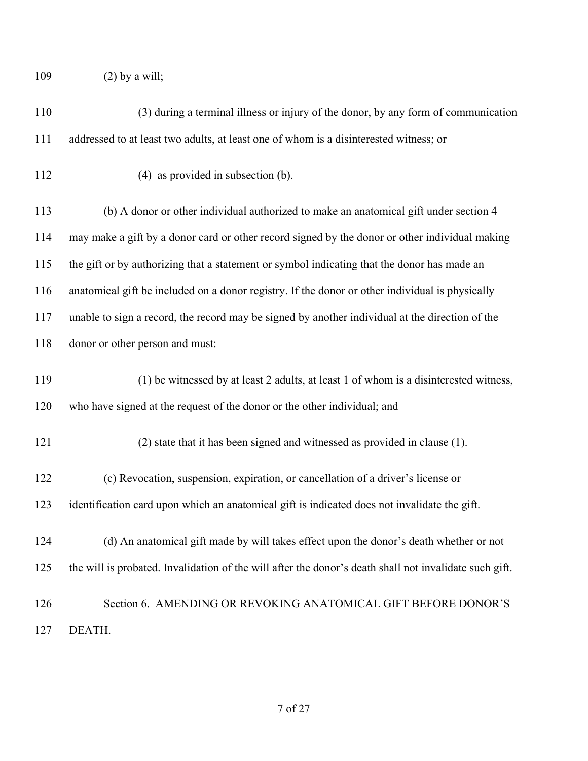(2) by a will;

(3) during a terminal illness or injury of the donor, by any form of communication addressed to at least two adults, at least one of whom is a disinterested witness; or

(4) as provided in subsection (b).

(b) A donor or other individual authorized to make an anatomical gift under section 4 may make a gift by a donor card or other record signed by the donor or other individual making the gift or by authorizing that a statement or symbol indicating that the donor has made an anatomical gift be included on a donor registry. If the donor or other individual is physically unable to sign a record, the record may be signed by another individual at the direction of the donor or other person and must:

(1) be witnessed by at least 2 adults, at least 1 of whom is a disinterested witness, who have signed at the request of the donor or the other individual; and

(2) state that it has been signed and witnessed as provided in clause (1).

(c) Revocation, suspension, expiration, or cancellation of a driver's license or identification card upon which an anatomical gift is indicated does not invalidate the gift.

(d) An anatomical gift made by will takes effect upon the donor's death whether or not the will is probated. Invalidation of the will after the donor's death shall not invalidate such gift.

Section 6. AMENDING OR REVOKING ANATOMICAL GIFT BEFORE DONOR'S DEATH.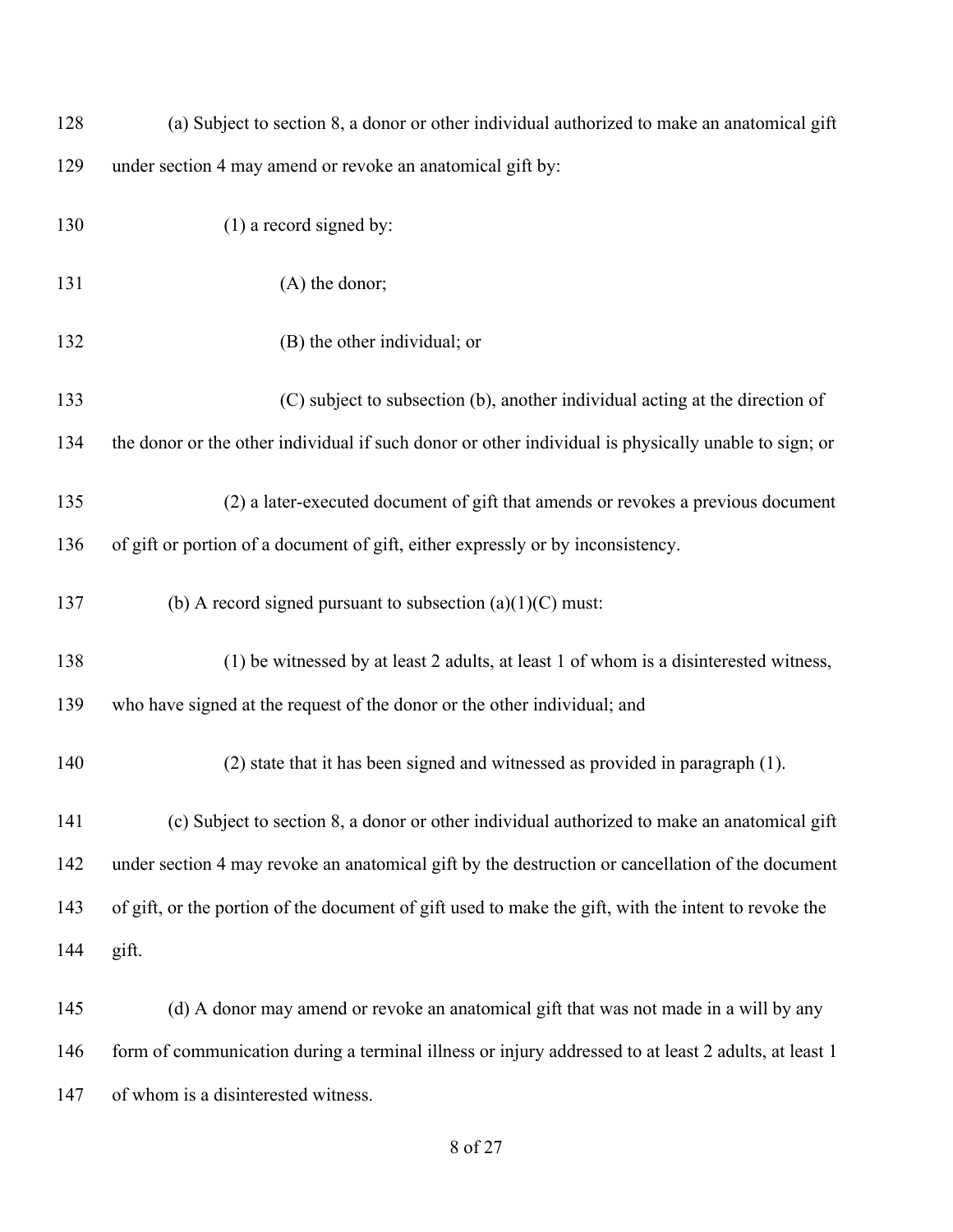(a) Subject to section 8, a donor or other individual authorized to make an anatomical gift under section 4 may amend or revoke an anatomical gift by:

(1) a record signed by:

(A) the donor;

(B) the other individual; or

(C) subject to subsection (b), another individual acting at the direction of the donor or the other individual if such donor or other individual is physically unable to sign; or

(2) a later-executed document of gift that amends or revokes a previous document of gift or portion of a document of gift, either expressly or by inconsistency.

(b) A record signed pursuant to subsection (a)(1)(C) must:

(1) be witnessed by at least 2 adults, at least 1 of whom is a disinterested witness, who have signed at the request of the donor or the other individual; and

(2) state that it has been signed and witnessed as provided in paragraph (1).

(c) Subject to section 8, a donor or other individual authorized to make an anatomical gift under section 4 may revoke an anatomical gift by the destruction or cancellation of the document of gift, or the portion of the document of gift used to make the gift, with the intent to revoke the gift.

(d) A donor may amend or revoke an anatomical gift that was not made in a will by any form of communication during a terminal illness or injury addressed to at least 2 adults, at least 1 of whom is a disinterested witness.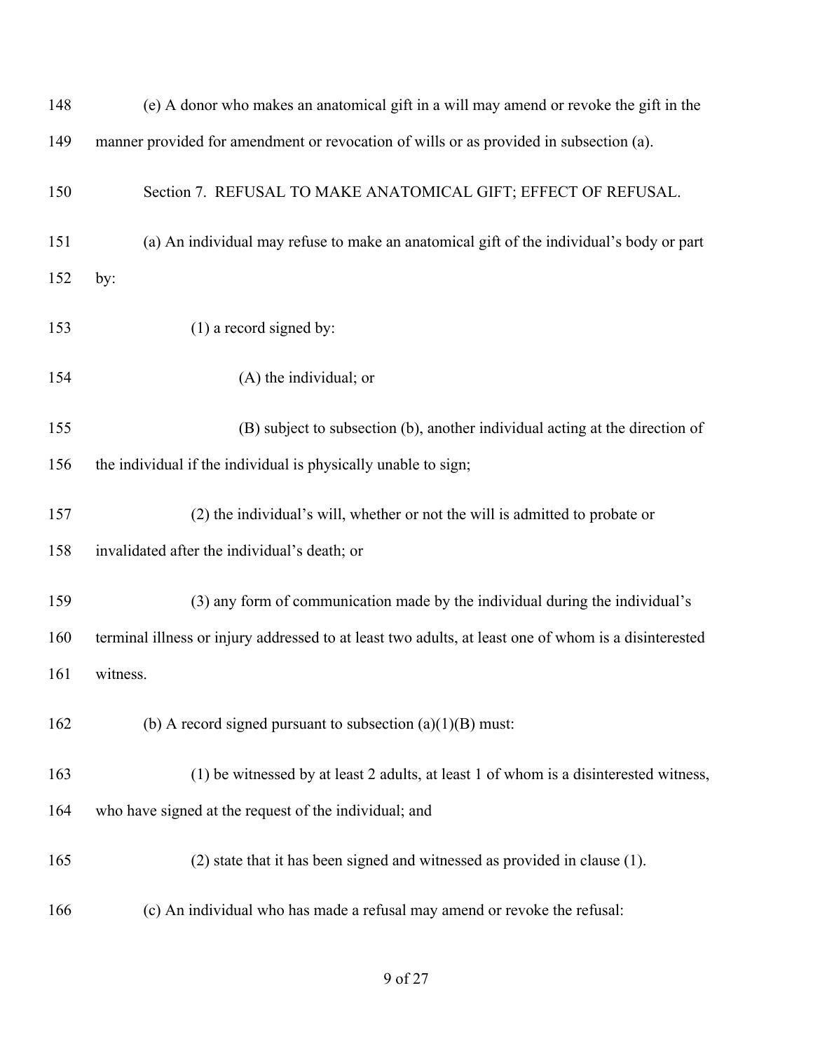(e) A donor who makes an anatomical gift in a will may amend or revoke the gift in the manner provided for amendment or revocation of wills or as provided in subsection (a).

Section 7. REFUSAL TO MAKE ANATOMICAL GIFT; EFFECT OF REFUSAL.

(a) An individual may refuse to make an anatomical gift of the individual's body or part by:

(1) a record signed by:

(A) the individual; or

(B) subject to subsection (b), another individual acting at the direction of the individual if the individual is physically unable to sign;

(2) the individual's will, whether or not the will is admitted to probate or invalidated after the individual's death; or

(3) any form of communication made by the individual during the individual's terminal illness or injury addressed to at least two adults, at least one of whom is a disinterested witness.

(b) A record signed pursuant to subsection (a)(1)(B) must:

(1) be witnessed by at least 2 adults, at least 1 of whom is a disinterested witness, who have signed at the request of the individual; and

(2) state that it has been signed and witnessed as provided in clause (1).

(c) An individual who has made a refusal may amend or revoke the refusal: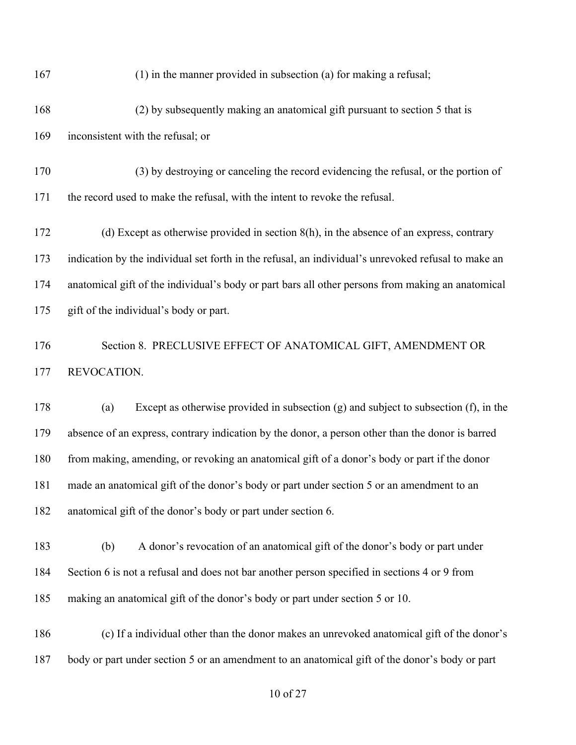(1) in the manner provided in subsection (a) for making a refusal;

(2) by subsequently making an anatomical gift pursuant to section 5 that is inconsistent with the refusal; or

(3) by destroying or canceling the record evidencing the refusal, or the portion of the record used to make the refusal, with the intent to revoke the refusal.

(d) Except as otherwise provided in section 8(h), in the absence of an express, contrary indication by the individual set forth in the refusal, an individual's unrevoked refusal to make an anatomical gift of the individual's body or part bars all other persons from making an anatomical gift of the individual's body or part.

Section 8. PRECLUSIVE EFFECT OF ANATOMICAL GIFT, AMENDMENT OR REVOCATION.

(a) Except as otherwise provided in subsection (g) and subject to subsection (f), in the absence of an express, contrary indication by the donor, a person other than the donor is barred from making, amending, or revoking an anatomical gift of a donor's body or part if the donor made an anatomical gift of the donor's body or part under section 5 or an amendment to an anatomical gift of the donor's body or part under section 6.

(b) A donor's revocation of an anatomical gift of the donor's body or part under Section 6 is not a refusal and does not bar another person specified in sections 4 or 9 from making an anatomical gift of the donor's body or part under section 5 or 10.

(c) If a individual other than the donor makes an unrevoked anatomical gift of the donor's body or part under section 5 or an amendment to an anatomical gift of the donor's body or part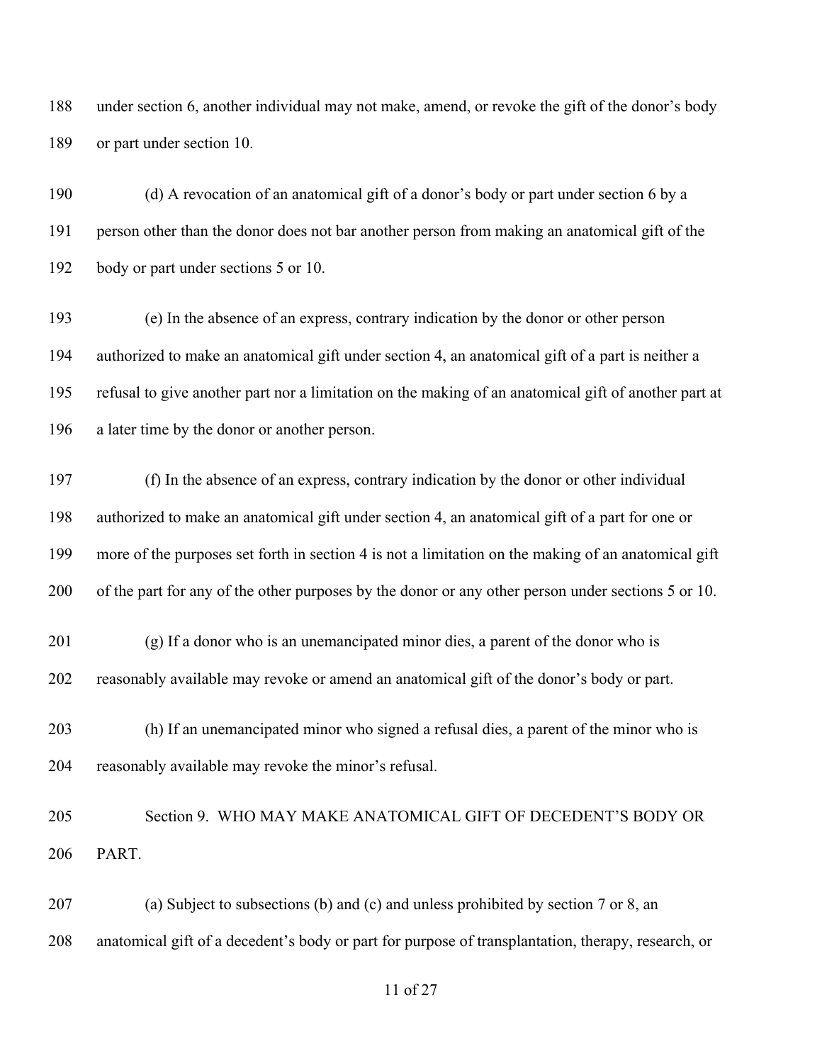under section 6, another individual may not make, amend, or revoke the gift of the donor's body or part under section 10.

(d) A revocation of an anatomical gift of a donor's body or part under section 6 by a person other than the donor does not bar another person from making an anatomical gift of the body or part under sections 5 or 10.

(e) In the absence of an express, contrary indication by the donor or other person authorized to make an anatomical gift under section 4, an anatomical gift of a part is neither a refusal to give another part nor a limitation on the making of an anatomical gift of another part at a later time by the donor or another person.

(f) In the absence of an express, contrary indication by the donor or other individual authorized to make an anatomical gift under section 4, an anatomical gift of a part for one or more of the purposes set forth in section 4 is not a limitation on the making of an anatomical gift of the part for any of the other purposes by the donor or any other person under sections 5 or 10.

(g) If a donor who is an unemancipated minor dies, a parent of the donor who is reasonably available may revoke or amend an anatomical gift of the donor's body or part.

(h) If an unemancipated minor who signed a refusal dies, a parent of the minor who is reasonably available may revoke the minor's refusal.

Section 9. WHO MAY MAKE ANATOMICAL GIFT OF DECEDENT'S BODY OR PART.

(a) Subject to subsections (b) and (c) and unless prohibited by section 7 or 8, an anatomical gift of a decedent's body or part for purpose of transplantation, therapy, research, or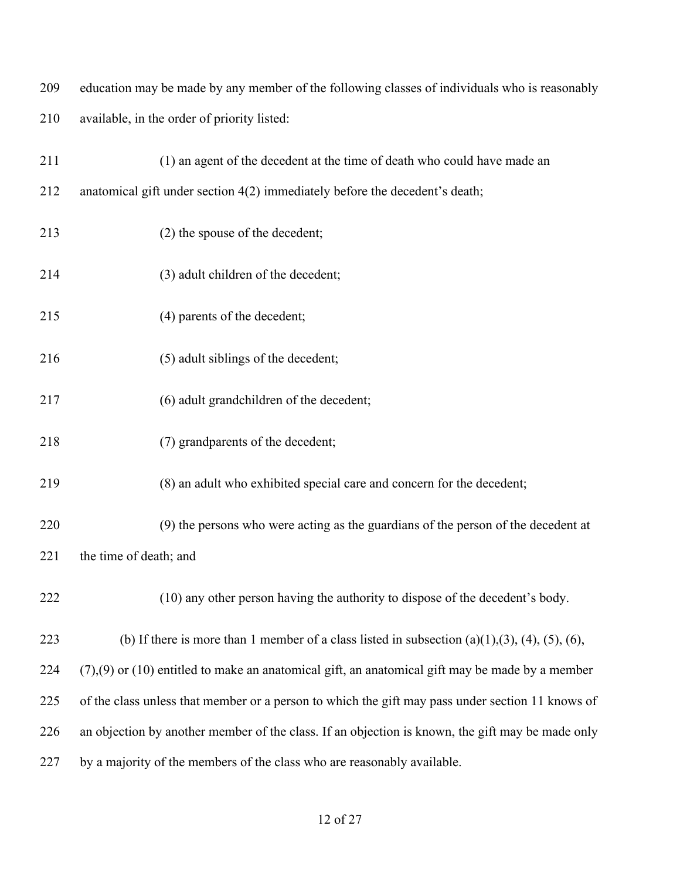education may be made by any member of the following classes of individuals who is reasonably available, in the order of priority listed:

(1) an agent of the decedent at the time of death who could have made an anatomical gift under section 4(2) immediately before the decedent's death;

(2) the spouse of the decedent;

(3) adult children of the decedent;

(4) parents of the decedent;

(5) adult siblings of the decedent;

(6) adult grandchildren of the decedent;

(7) grandparents of the decedent;

(8) an adult who exhibited special care and concern for the decedent;

(9) the persons who were acting as the guardians of the person of the decedent at the time of death; and

(10) any other person having the authority to dispose of the decedent's body.

(b) If there is more than 1 member of a class listed in subsection (a)(1),(3), (4), (5), (6), (7),(9) or (10) entitled to make an anatomical gift, an anatomical gift may be made by a member of the class unless that member or a person to which the gift may pass under section 11 knows of an objection by another member of the class. If an objection is known, the gift may be made only by a majority of the members of the class who are reasonably available.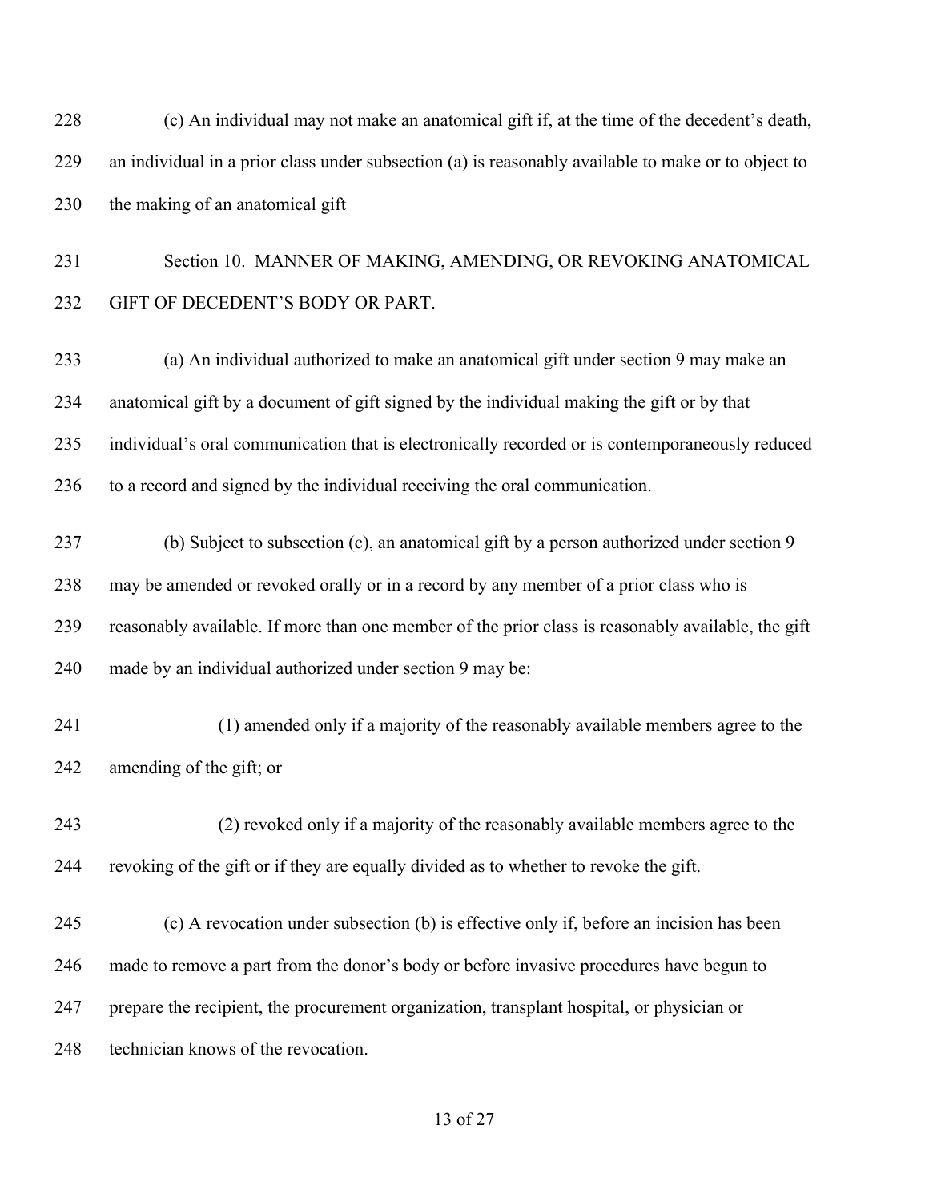(c) An individual may not make an anatomical gift if, at the time of the decedent's death, an individual in a prior class under subsection (a) is reasonably available to make or to object to the making of an anatomical gift

Section 10. MANNER OF MAKING, AMENDING, OR REVOKING ANATOMICAL GIFT OF DECEDENT'S BODY OR PART.

(a) An individual authorized to make an anatomical gift under section 9 may make an anatomical gift by a document of gift signed by the individual making the gift or by that individual's oral communication that is electronically recorded or is contemporaneously reduced to a record and signed by the individual receiving the oral communication.

(b) Subject to subsection (c), an anatomical gift by a person authorized under section 9 may be amended or revoked orally or in a record by any member of a prior class who is reasonably available. If more than one member of the prior class is reasonably available, the gift made by an individual authorized under section 9 may be:

(1) amended only if a majority of the reasonably available members agree to the amending of the gift; or

(2) revoked only if a majority of the reasonably available members agree to the revoking of the gift or if they are equally divided as to whether to revoke the gift.

(c) A revocation under subsection (b) is effective only if, before an incision has been made to remove a part from the donor's body or before invasive procedures have begun to prepare the recipient, the procurement organization, transplant hospital, or physician or technician knows of the revocation.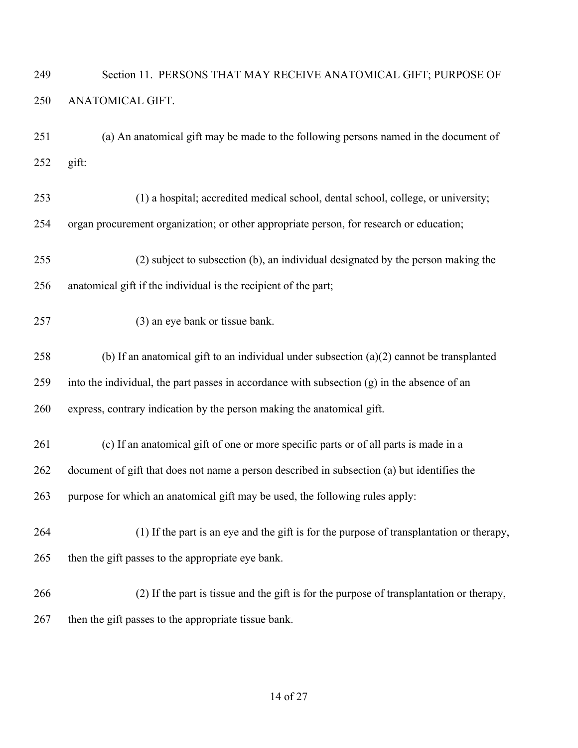Section 11. PERSONS THAT MAY RECEIVE ANATOMICAL GIFT; PURPOSE OF ANATOMICAL GIFT.

(a) An anatomical gift may be made to the following persons named in the document of gift:

(1) a hospital; accredited medical school, dental school, college, or university; organ procurement organization; or other appropriate person, for research or education;

(2) subject to subsection (b), an individual designated by the person making the anatomical gift if the individual is the recipient of the part;

(3) an eye bank or tissue bank.

(b) If an anatomical gift to an individual under subsection (a)(2) cannot be transplanted into the individual, the part passes in accordance with subsection (g) in the absence of an express, contrary indication by the person making the anatomical gift.

(c) If an anatomical gift of one or more specific parts or of all parts is made in a document of gift that does not name a person described in subsection (a) but identifies the purpose for which an anatomical gift may be used, the following rules apply:

(1) If the part is an eye and the gift is for the purpose of transplantation or therapy, then the gift passes to the appropriate eye bank.

(2) If the part is tissue and the gift is for the purpose of transplantation or therapy, then the gift passes to the appropriate tissue bank.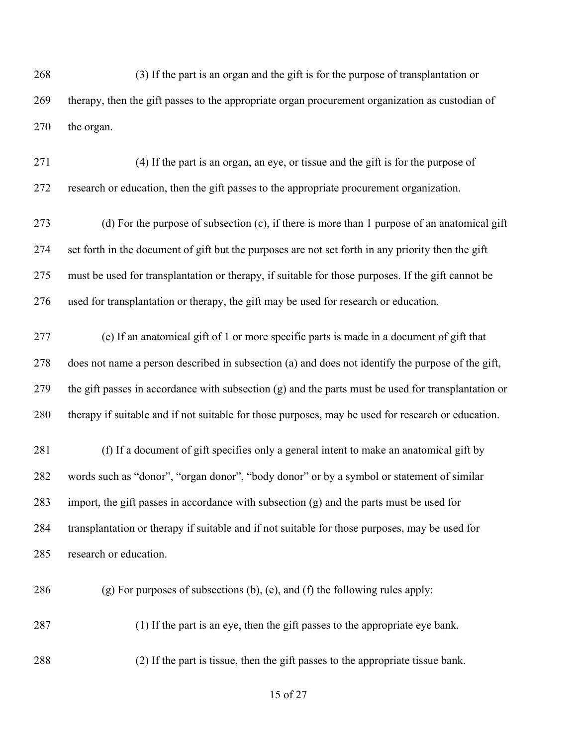(3) If the part is an organ and the gift is for the purpose of transplantation or therapy, then the gift passes to the appropriate organ procurement organization as custodian of the organ.

(4) If the part is an organ, an eye, or tissue and the gift is for the purpose of research or education, then the gift passes to the appropriate procurement organization.

(d) For the purpose of subsection (c), if there is more than 1 purpose of an anatomical gift set forth in the document of gift but the purposes are not set forth in any priority then the gift must be used for transplantation or therapy, if suitable for those purposes. If the gift cannot be used for transplantation or therapy, the gift may be used for research or education.

(e) If an anatomical gift of 1 or more specific parts is made in a document of gift that does not name a person described in subsection (a) and does not identify the purpose of the gift, the gift passes in accordance with subsection (g) and the parts must be used for transplantation or therapy if suitable and if not suitable for those purposes, may be used for research or education.

(f) If a document of gift specifies only a general intent to make an anatomical gift by words such as "donor", "organ donor", "body donor" or by a symbol or statement of similar import, the gift passes in accordance with subsection (g) and the parts must be used for transplantation or therapy if suitable and if not suitable for those purposes, may be used for research or education.

(g) For purposes of subsections (b), (e), and (f) the following rules apply:

(1) If the part is an eye, then the gift passes to the appropriate eye bank.

(2) If the part is tissue, then the gift passes to the appropriate tissue bank.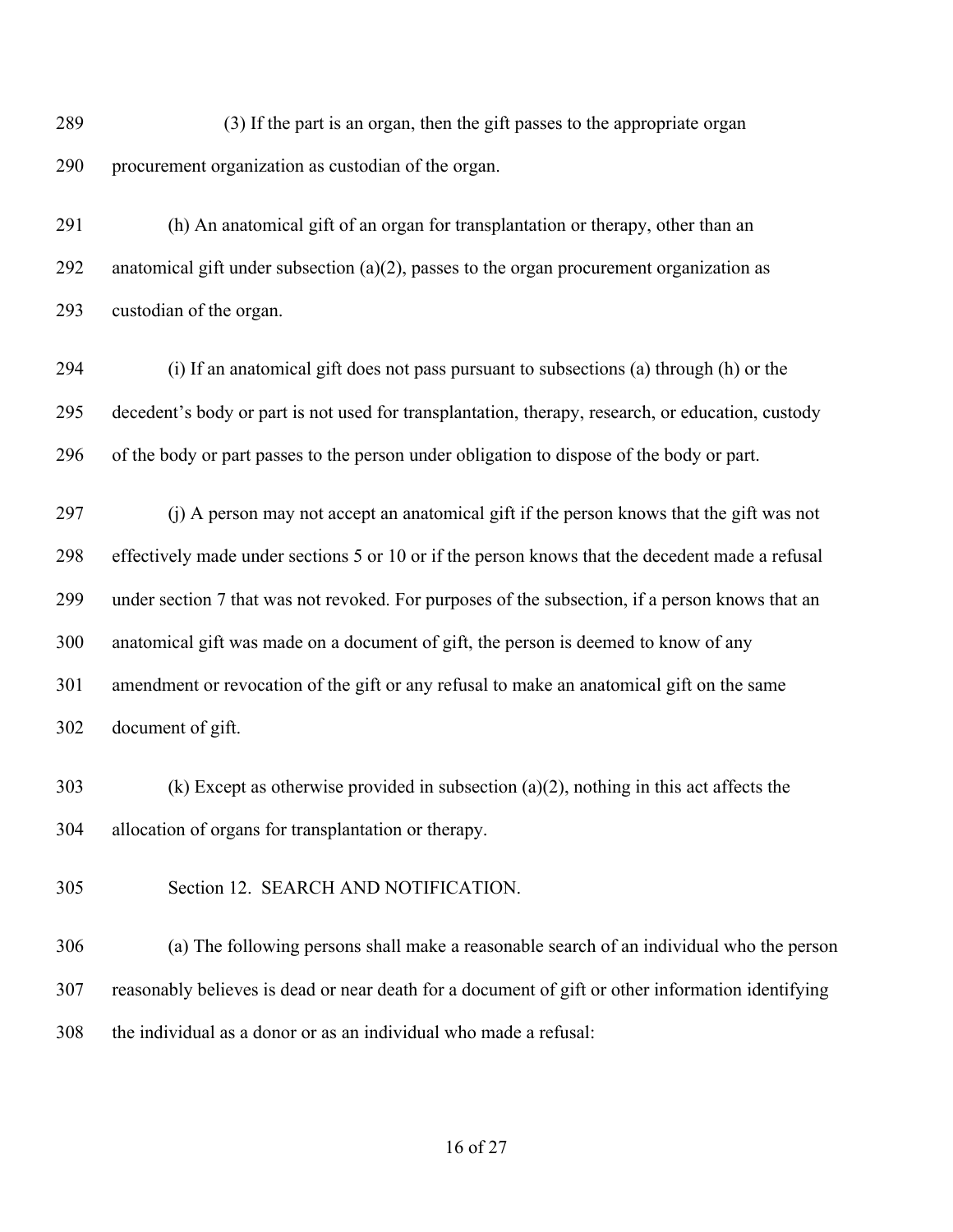(3) If the part is an organ, then the gift passes to the appropriate organ procurement organization as custodian of the organ.

(h) An anatomical gift of an organ for transplantation or therapy, other than an anatomical gift under subsection (a)(2), passes to the organ procurement organization as custodian of the organ.

(i) If an anatomical gift does not pass pursuant to subsections (a) through (h) or the decedent's body or part is not used for transplantation, therapy, research, or education, custody of the body or part passes to the person under obligation to dispose of the body or part.

(j) A person may not accept an anatomical gift if the person knows that the gift was not effectively made under sections 5 or 10 or if the person knows that the decedent made a refusal under section 7 that was not revoked. For purposes of the subsection, if a person knows that an anatomical gift was made on a document of gift, the person is deemed to know of any amendment or revocation of the gift or any refusal to make an anatomical gift on the same document of gift.

(k) Except as otherwise provided in subsection (a)(2), nothing in this act affects the allocation of organs for transplantation or therapy.

Section 12. SEARCH AND NOTIFICATION.

(a) The following persons shall make a reasonable search of an individual who the person reasonably believes is dead or near death for a document of gift or other information identifying the individual as a donor or as an individual who made a refusal: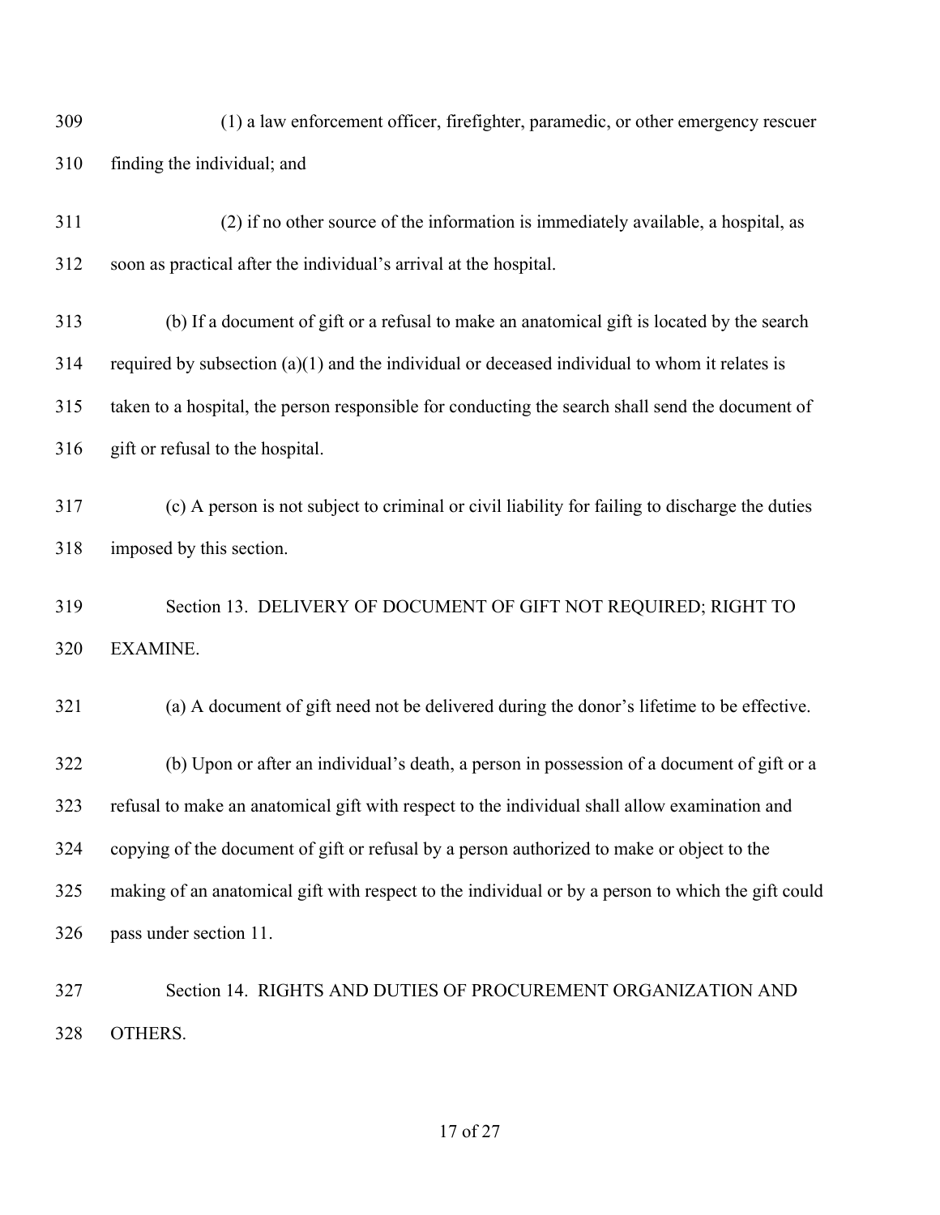(1) a law enforcement officer, firefighter, paramedic, or other emergency rescuer finding the individual; and

(2) if no other source of the information is immediately available, a hospital, as soon as practical after the individual's arrival at the hospital.

(b) If a document of gift or a refusal to make an anatomical gift is located by the search required by subsection (a)(1) and the individual or deceased individual to whom it relates is taken to a hospital, the person responsible for conducting the search shall send the document of gift or refusal to the hospital.

(c) A person is not subject to criminal or civil liability for failing to discharge the duties imposed by this section.

Section 13. DELIVERY OF DOCUMENT OF GIFT NOT REQUIRED; RIGHT TO EXAMINE.

(a) A document of gift need not be delivered during the donor's lifetime to be effective.

(b) Upon or after an individual's death, a person in possession of a document of gift or a refusal to make an anatomical gift with respect to the individual shall allow examination and copying of the document of gift or refusal by a person authorized to make or object to the making of an anatomical gift with respect to the individual or by a person to which the gift could pass under section 11.

Section 14. RIGHTS AND DUTIES OF PROCUREMENT ORGANIZATION AND OTHERS.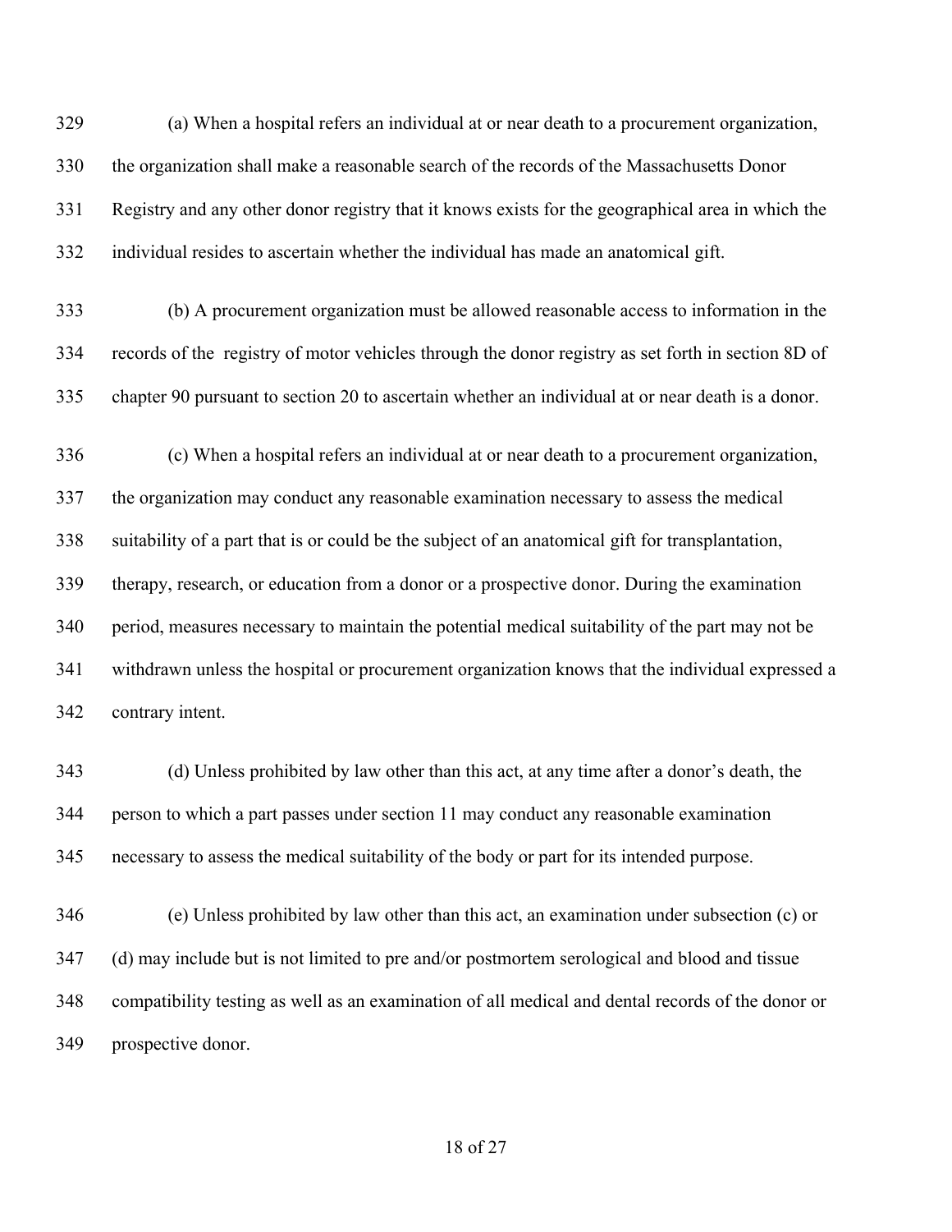(a) When a hospital refers an individual at or near death to a procurement organization, the organization shall make a reasonable search of the records of the Massachusetts Donor Registry and any other donor registry that it knows exists for the geographical area in which the individual resides to ascertain whether the individual has made an anatomical gift.

(b) A procurement organization must be allowed reasonable access to information in the records of the registry of motor vehicles through the donor registry as set forth in section 8D of chapter 90 pursuant to section 20 to ascertain whether an individual at or near death is a donor.

(c) When a hospital refers an individual at or near death to a procurement organization, the organization may conduct any reasonable examination necessary to assess the medical suitability of a part that is or could be the subject of an anatomical gift for transplantation, therapy, research, or education from a donor or a prospective donor. During the examination period, measures necessary to maintain the potential medical suitability of the part may not be withdrawn unless the hospital or procurement organization knows that the individual expressed a contrary intent.

(d) Unless prohibited by law other than this act, at any time after a donor's death, the person to which a part passes under section 11 may conduct any reasonable examination necessary to assess the medical suitability of the body or part for its intended purpose.

(e) Unless prohibited by law other than this act, an examination under subsection (c) or (d) may include but is not limited to pre and/or postmortem serological and blood and tissue compatibility testing as well as an examination of all medical and dental records of the donor or prospective donor.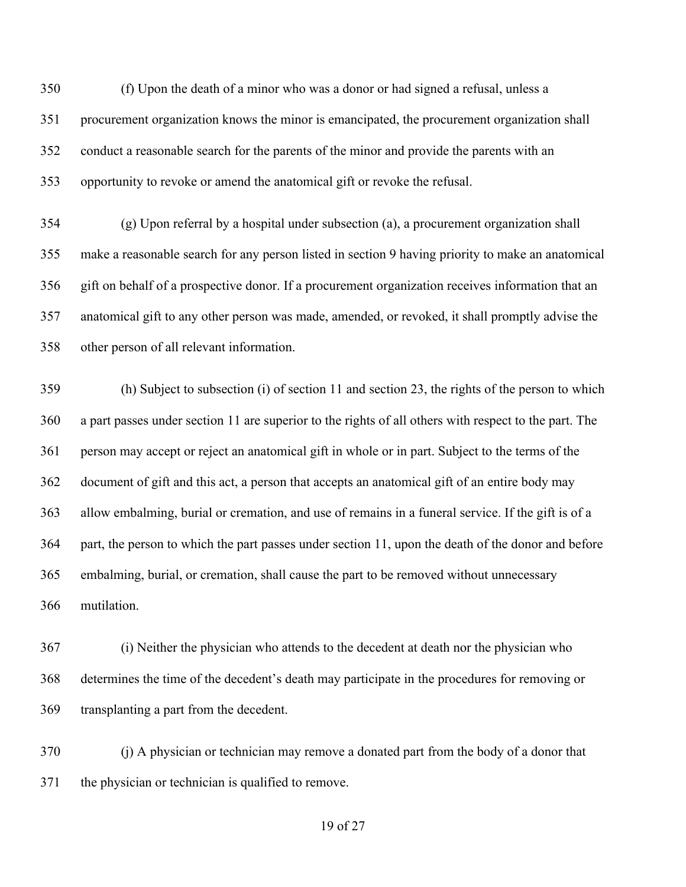(f) Upon the death of a minor who was a donor or had signed a refusal, unless a procurement organization knows the minor is emancipated, the procurement organization shall conduct a reasonable search for the parents of the minor and provide the parents with an opportunity to revoke or amend the anatomical gift or revoke the refusal.

(g) Upon referral by a hospital under subsection (a), a procurement organization shall make a reasonable search for any person listed in section 9 having priority to make an anatomical gift on behalf of a prospective donor. If a procurement organization receives information that an anatomical gift to any other person was made, amended, or revoked, it shall promptly advise the other person of all relevant information.

(h) Subject to subsection (i) of section 11 and section 23, the rights of the person to which a part passes under section 11 are superior to the rights of all others with respect to the part. The person may accept or reject an anatomical gift in whole or in part. Subject to the terms of the document of gift and this act, a person that accepts an anatomical gift of an entire body may allow embalming, burial or cremation, and use of remains in a funeral service. If the gift is of a part, the person to which the part passes under section 11, upon the death of the donor and before embalming, burial, or cremation, shall cause the part to be removed without unnecessary mutilation.

(i) Neither the physician who attends to the decedent at death nor the physician who determines the time of the decedent's death may participate in the procedures for removing or transplanting a part from the decedent.

(j) A physician or technician may remove a donated part from the body of a donor that the physician or technician is qualified to remove.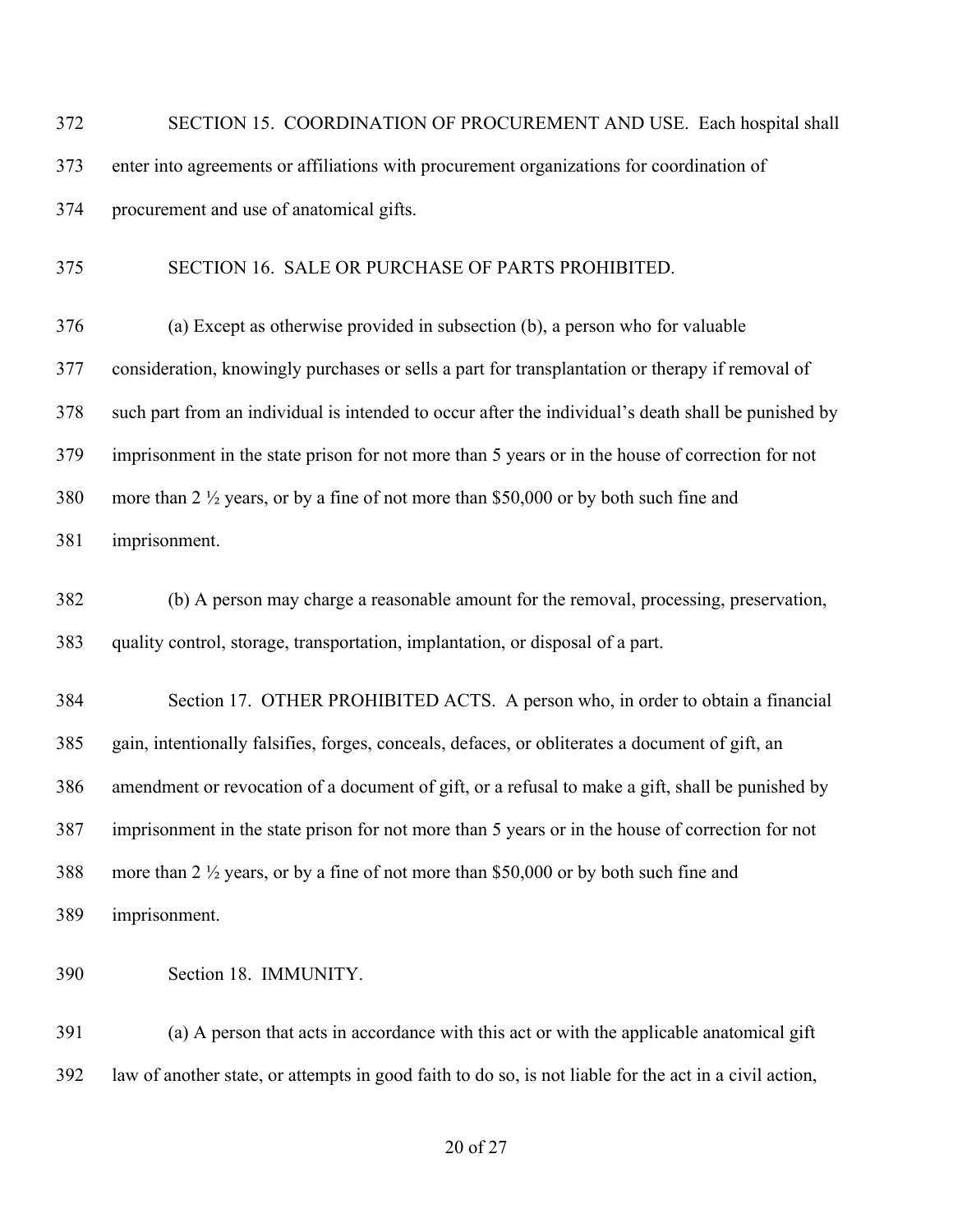SECTION 15. COORDINATION OF PROCUREMENT AND USE. Each hospital shall enter into agreements or affiliations with procurement organizations for coordination of procurement and use of anatomical gifts.

SECTION 16. SALE OR PURCHASE OF PARTS PROHIBITED.

(a) Except as otherwise provided in subsection (b), a person who for valuable consideration, knowingly purchases or sells a part for transplantation or therapy if removal of such part from an individual is intended to occur after the individual's death shall be punished by imprisonment in the state prison for not more than 5 years or in the house of correction for not more than 2 ½ years, or by a fine of not more than $50,000 or by both such fine and imprisonment.

(b) A person may charge a reasonable amount for the removal, processing, preservation, quality control, storage, transportation, implantation, or disposal of a part.

Section 17. OTHER PROHIBITED ACTS. A person who, in order to obtain a financial gain, intentionally falsifies, forges, conceals, defaces, or obliterates a document of gift, an amendment or revocation of a document of gift, or a refusal to make a gift, shall be punished by imprisonment in the state prison for not more than 5 years or in the house of correction for not more than 2 ½ years, or by a fine of not more than $50,000 or by both such fine and imprisonment.

Section 18. IMMUNITY.

(a) A person that acts in accordance with this act or with the applicable anatomical gift law of another state, or attempts in good faith to do so, is not liable for the act in a civil action,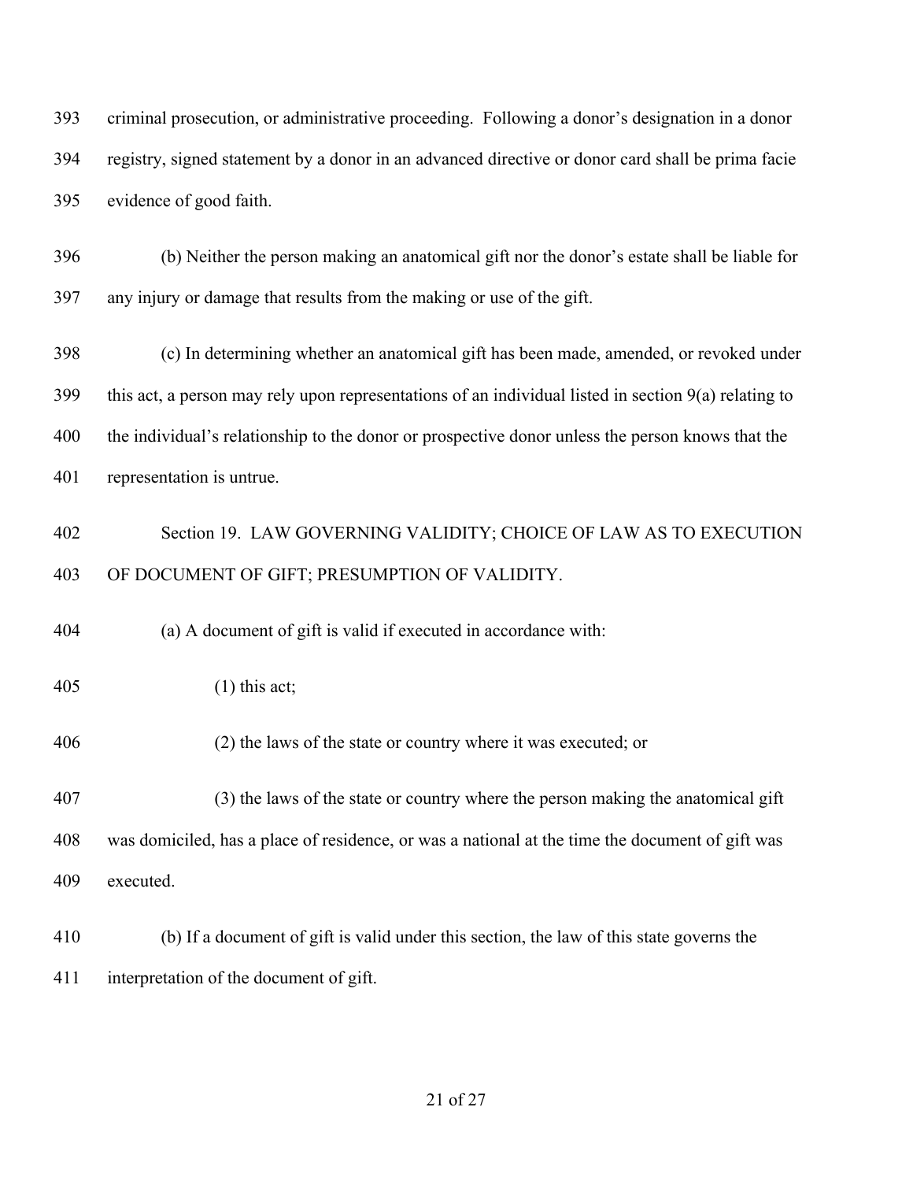criminal prosecution, or administrative proceeding. Following a donor's designation in a donor registry, signed statement by a donor in an advanced directive or donor card shall be prima facie evidence of good faith.

(b) Neither the person making an anatomical gift nor the donor's estate shall be liable for any injury or damage that results from the making or use of the gift.

(c) In determining whether an anatomical gift has been made, amended, or revoked under this act, a person may rely upon representations of an individual listed in section 9(a) relating to the individual's relationship to the donor or prospective donor unless the person knows that the representation is untrue.

Section 19. LAW GOVERNING VALIDITY; CHOICE OF LAW AS TO EXECUTION OF DOCUMENT OF GIFT; PRESUMPTION OF VALIDITY.

(a) A document of gift is valid if executed in accordance with:

(1) this act;

(2) the laws of the state or country where it was executed; or

(3) the laws of the state or country where the person making the anatomical gift was domiciled, has a place of residence, or was a national at the time the document of gift was executed.

(b) If a document of gift is valid under this section, the law of this state governs the interpretation of the document of gift.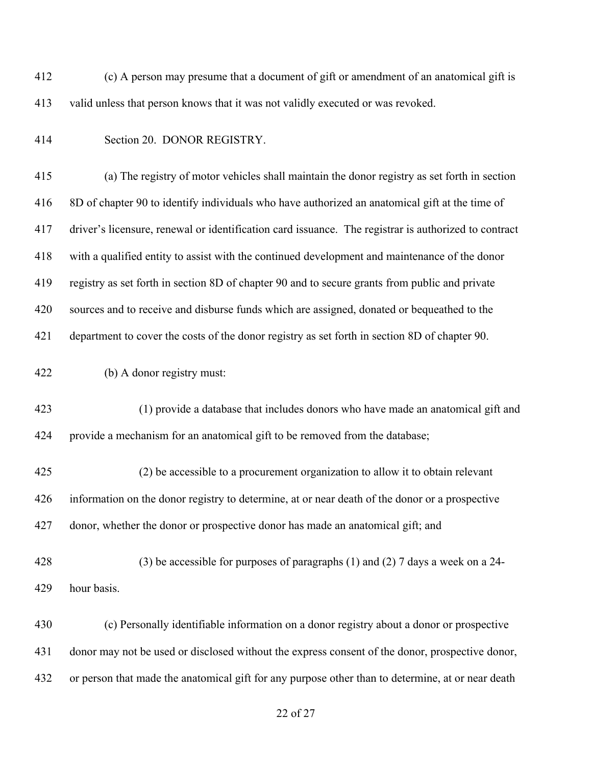(c) A person may presume that a document of gift or amendment of an anatomical gift is valid unless that person knows that it was not validly executed or was revoked.

Section 20. DONOR REGISTRY.

(a) The registry of motor vehicles shall maintain the donor registry as set forth in section 8D of chapter 90 to identify individuals who have authorized an anatomical gift at the time of driver's licensure, renewal or identification card issuance. The registrar is authorized to contract with a qualified entity to assist with the continued development and maintenance of the donor registry as set forth in section 8D of chapter 90 and to secure grants from public and private sources and to receive and disburse funds which are assigned, donated or bequeathed to the department to cover the costs of the donor registry as set forth in section 8D of chapter 90.

(b) A donor registry must:

(1) provide a database that includes donors who have made an anatomical gift and provide a mechanism for an anatomical gift to be removed from the database;

(2) be accessible to a procurement organization to allow it to obtain relevant information on the donor registry to determine, at or near death of the donor or a prospective donor, whether the donor or prospective donor has made an anatomical gift; and

(3) be accessible for purposes of paragraphs (1) and (2) 7 days a week on a 24-hour basis.

(c) Personally identifiable information on a donor registry about a donor or prospective donor may not be used or disclosed without the express consent of the donor, prospective donor, or person that made the anatomical gift for any purpose other than to determine, at or near death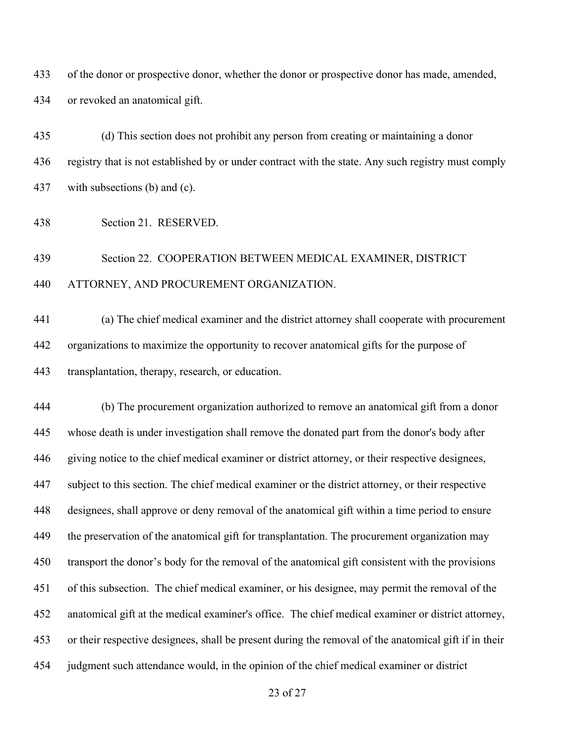of the donor or prospective donor, whether the donor or prospective donor has made, amended, or revoked an anatomical gift.

(d) This section does not prohibit any person from creating or maintaining a donor registry that is not established by or under contract with the state. Any such registry must comply with subsections (b) and (c).

Section 21. RESERVED.

Section 22. COOPERATION BETWEEN MEDICAL EXAMINER, DISTRICT ATTORNEY, AND PROCUREMENT ORGANIZATION.

(a) The chief medical examiner and the district attorney shall cooperate with procurement organizations to maximize the opportunity to recover anatomical gifts for the purpose of transplantation, therapy, research, or education.

(b) The procurement organization authorized to remove an anatomical gift from a donor whose death is under investigation shall remove the donated part from the donor's body after giving notice to the chief medical examiner or district attorney, or their respective designees, subject to this section. The chief medical examiner or the district attorney, or their respective designees, shall approve or deny removal of the anatomical gift within a time period to ensure the preservation of the anatomical gift for transplantation. The procurement organization may transport the donor's body for the removal of the anatomical gift consistent with the provisions of this subsection. The chief medical examiner, or his designee, may permit the removal of the anatomical gift at the medical examiner's office. The chief medical examiner or district attorney, or their respective designees, shall be present during the removal of the anatomical gift if in their judgment such attendance would, in the opinion of the chief medical examiner or district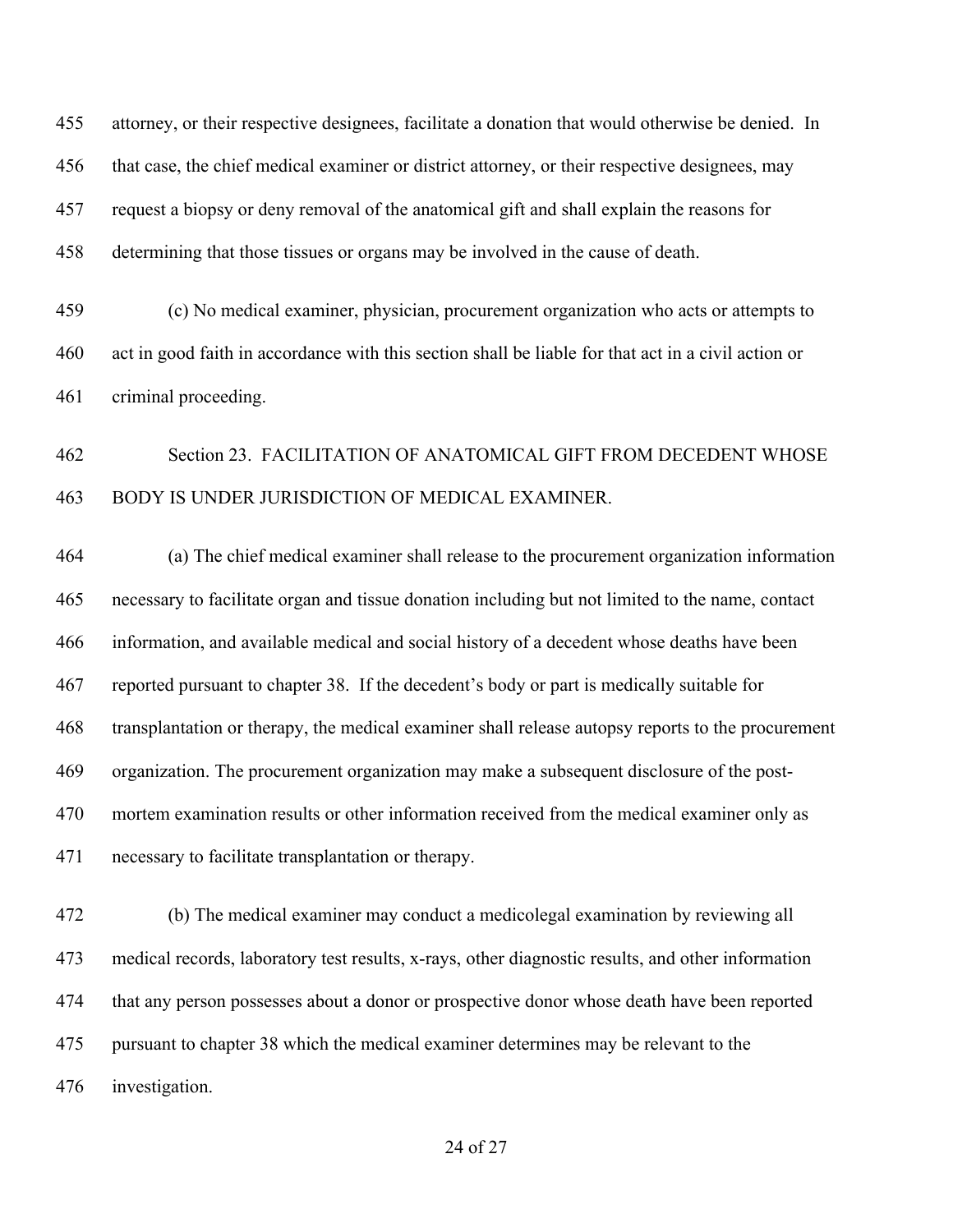attorney, or their respective designees, facilitate a donation that would otherwise be denied. In that case, the chief medical examiner or district attorney, or their respective designees, may request a biopsy or deny removal of the anatomical gift and shall explain the reasons for determining that those tissues or organs may be involved in the cause of death.

(c) No medical examiner, physician, procurement organization who acts or attempts to act in good faith in accordance with this section shall be liable for that act in a civil action or criminal proceeding.

Section 23. FACILITATION OF ANATOMICAL GIFT FROM DECEDENT WHOSE BODY IS UNDER JURISDICTION OF MEDICAL EXAMINER.

(a) The chief medical examiner shall release to the procurement organization information necessary to facilitate organ and tissue donation including but not limited to the name, contact information, and available medical and social history of a decedent whose deaths have been reported pursuant to chapter 38. If the decedent's body or part is medically suitable for transplantation or therapy, the medical examiner shall release autopsy reports to the procurement organization. The procurement organization may make a subsequent disclosure of the post-mortem examination results or other information received from the medical examiner only as necessary to facilitate transplantation or therapy.

(b) The medical examiner may conduct a medicolegal examination by reviewing all medical records, laboratory test results, x-rays, other diagnostic results, and other information that any person possesses about a donor or prospective donor whose death have been reported pursuant to chapter 38 which the medical examiner determines may be relevant to the investigation.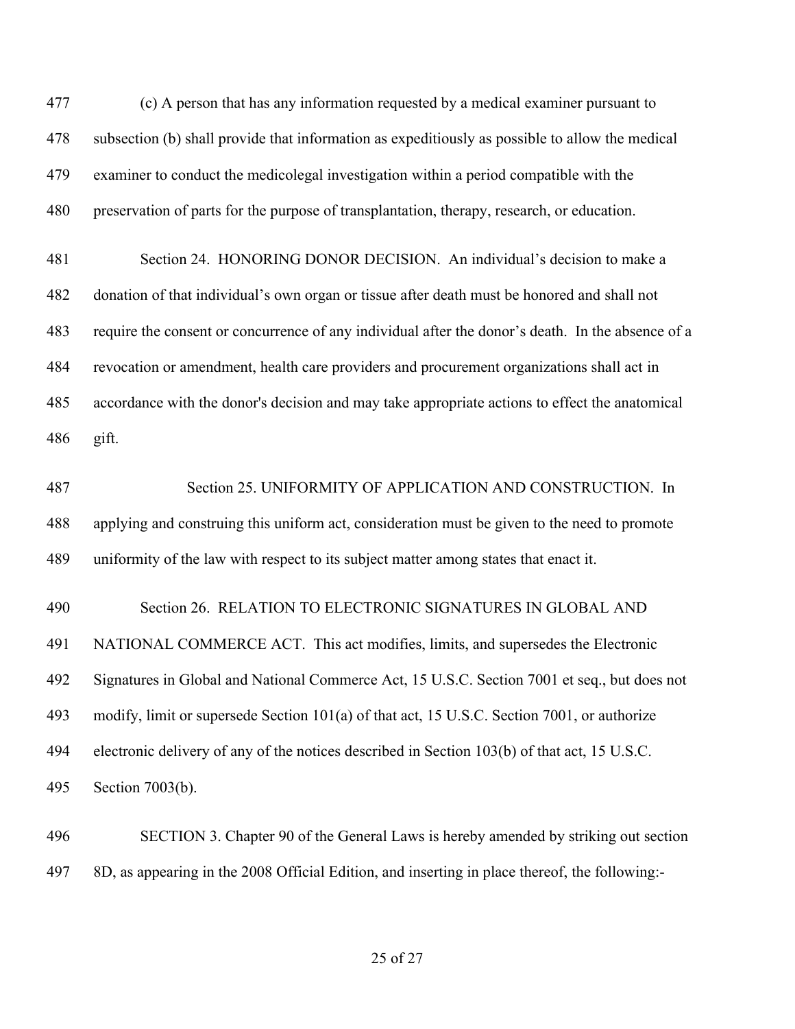(c) A person that has any information requested by a medical examiner pursuant to subsection (b) shall provide that information as expeditiously as possible to allow the medical examiner to conduct the medicolegal investigation within a period compatible with the preservation of parts for the purpose of transplantation, therapy, research, or education.

Section 24. HONORING DONOR DECISION. An individual's decision to make a donation of that individual's own organ or tissue after death must be honored and shall not require the consent or concurrence of any individual after the donor's death. In the absence of a revocation or amendment, health care providers and procurement organizations shall act in accordance with the donor's decision and may take appropriate actions to effect the anatomical gift.

Section 25. UNIFORMITY OF APPLICATION AND CONSTRUCTION. In applying and construing this uniform act, consideration must be given to the need to promote uniformity of the law with respect to its subject matter among states that enact it.

Section 26. RELATION TO ELECTRONIC SIGNATURES IN GLOBAL AND NATIONAL COMMERCE ACT. This act modifies, limits, and supersedes the Electronic Signatures in Global and National Commerce Act, 15 U.S.C. Section 7001 et seq., but does not modify, limit or supersede Section 101(a) of that act, 15 U.S.C. Section 7001, or authorize electronic delivery of any of the notices described in Section 103(b) of that act, 15 U.S.C. Section 7003(b).

SECTION 3. Chapter 90 of the General Laws is hereby amended by striking out section 8D, as appearing in the 2008 Official Edition, and inserting in place thereof, the following:-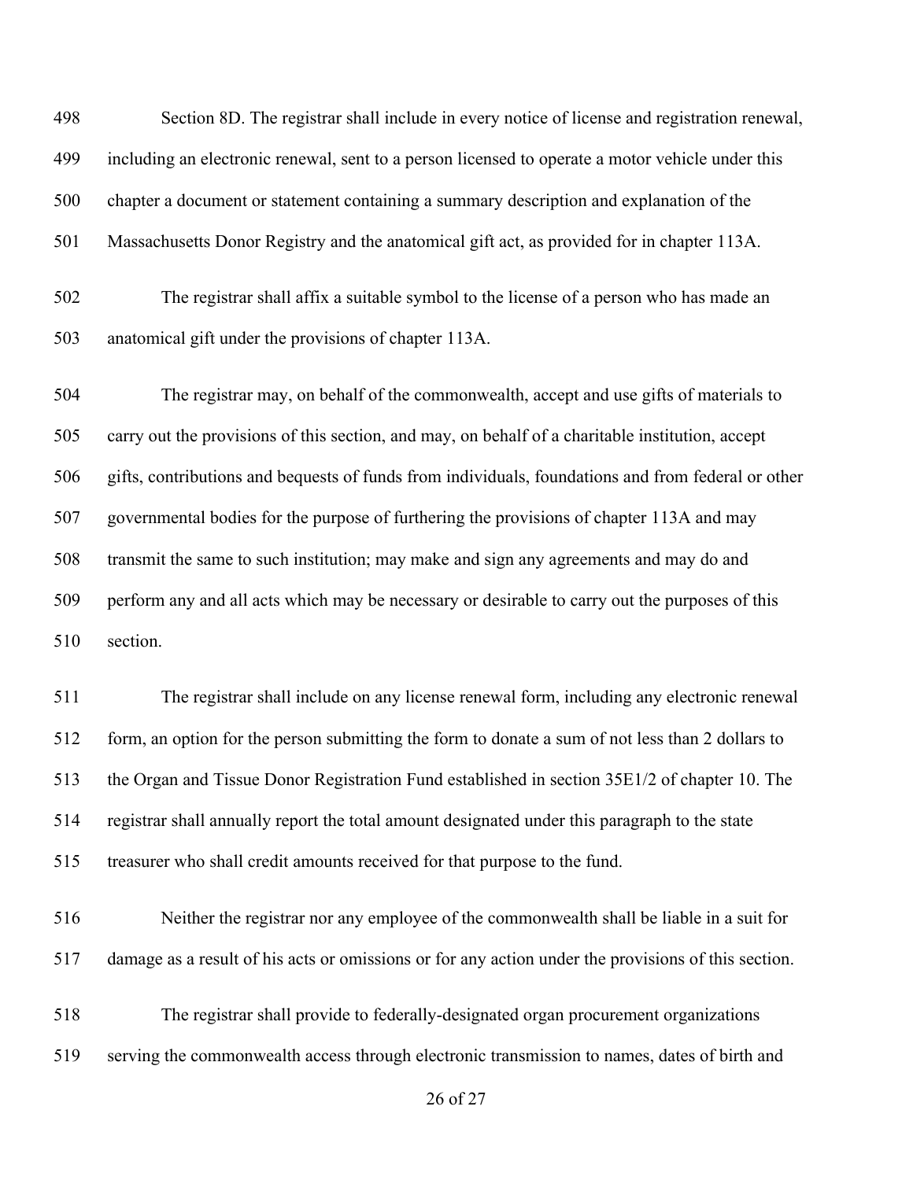Section 8D. The registrar shall include in every notice of license and registration renewal, including an electronic renewal, sent to a person licensed to operate a motor vehicle under this chapter a document or statement containing a summary description and explanation of the Massachusetts Donor Registry and the anatomical gift act, as provided for in chapter 113A.

The registrar shall affix a suitable symbol to the license of a person who has made an anatomical gift under the provisions of chapter 113A.

The registrar may, on behalf of the commonwealth, accept and use gifts of materials to carry out the provisions of this section, and may, on behalf of a charitable institution, accept gifts, contributions and bequests of funds from individuals, foundations and from federal or other governmental bodies for the purpose of furthering the provisions of chapter 113A and may transmit the same to such institution; may make and sign any agreements and may do and perform any and all acts which may be necessary or desirable to carry out the purposes of this section.

The registrar shall include on any license renewal form, including any electronic renewal form, an option for the person submitting the form to donate a sum of not less than 2 dollars to the Organ and Tissue Donor Registration Fund established in section 35E1/2 of chapter 10. The registrar shall annually report the total amount designated under this paragraph to the state treasurer who shall credit amounts received for that purpose to the fund.

Neither the registrar nor any employee of the commonwealth shall be liable in a suit for damage as a result of his acts or omissions or for any action under the provisions of this section.

The registrar shall provide to federally-designated organ procurement organizations serving the commonwealth access through electronic transmission to names, dates of birth and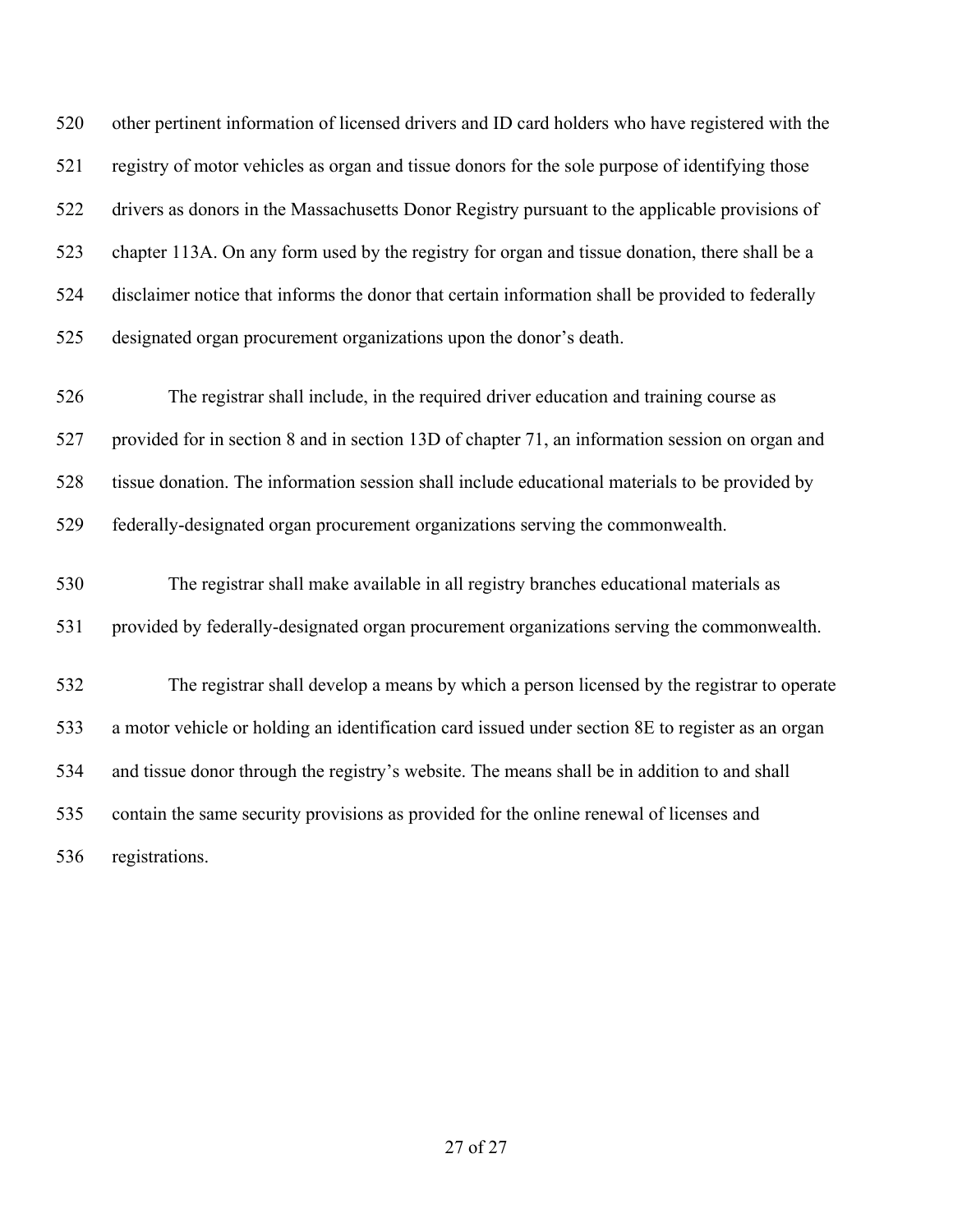other pertinent information of licensed drivers and ID card holders who have registered with the registry of motor vehicles as organ and tissue donors for the sole purpose of identifying those drivers as donors in the Massachusetts Donor Registry pursuant to the applicable provisions of chapter 113A. On any form used by the registry for organ and tissue donation, there shall be a disclaimer notice that informs the donor that certain information shall be provided to federally designated organ procurement organizations upon the donor's death.

The registrar shall include, in the required driver education and training course as provided for in section 8 and in section 13D of chapter 71, an information session on organ and tissue donation. The information session shall include educational materials to be provided by federally-designated organ procurement organizations serving the commonwealth.

The registrar shall make available in all registry branches educational materials as provided by federally-designated organ procurement organizations serving the commonwealth.

The registrar shall develop a means by which a person licensed by the registrar to operate a motor vehicle or holding an identification card issued under section 8E to register as an organ and tissue donor through the registry's website. The means shall be in addition to and shall contain the same security provisions as provided for the online renewal of licenses and registrations.